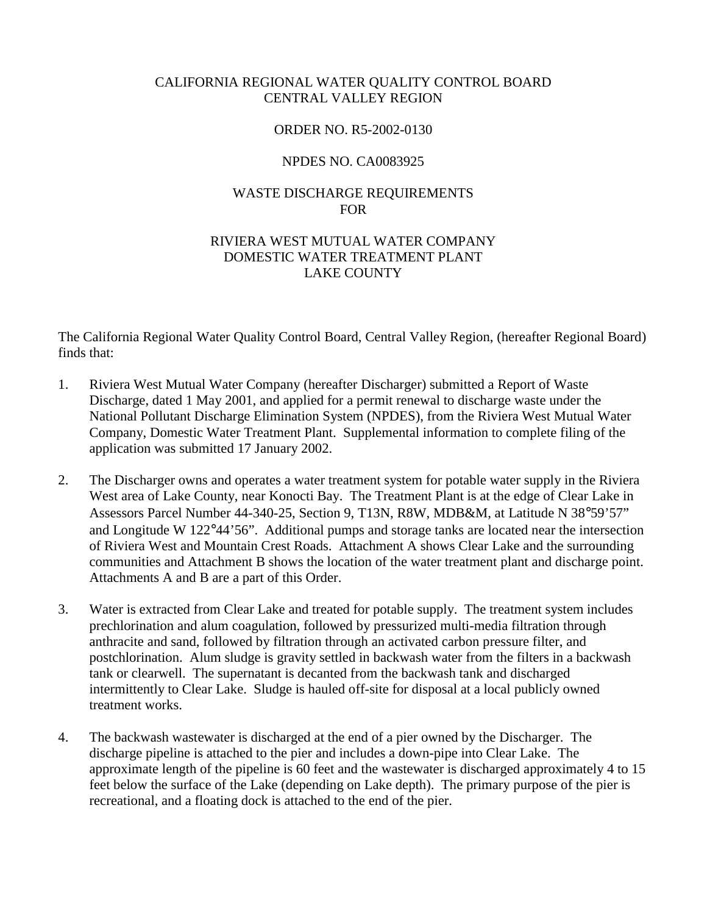CALIFORNIA REGIONAL WATER QUALITY CONTROL BOARD
CENTRAL VALLEY REGION

ORDER NO. R5-2002-0130

NPDES NO. CA0083925

WASTE DISCHARGE REQUIREMENTS
FOR

RIVIERA WEST MUTUAL WATER COMPANY
DOMESTIC WATER TREATMENT PLANT
LAKE COUNTY

The California Regional Water Quality Control Board, Central Valley Region, (hereafter Regional Board) finds that:

1. Riviera West Mutual Water Company (hereafter Discharger) submitted a Report of Waste Discharge, dated 1 May 2001, and applied for a permit renewal to discharge waste under the National Pollutant Discharge Elimination System (NPDES), from the Riviera West Mutual Water Company, Domestic Water Treatment Plant. Supplemental information to complete filing of the application was submitted 17 January 2002.

2. The Discharger owns and operates a water treatment system for potable water supply in the Riviera West area of Lake County, near Konocti Bay. The Treatment Plant is at the edge of Clear Lake in Assessors Parcel Number 44-340-25, Section 9, T13N, R8W, MDB&M, at Latitude N 38°59'57" and Longitude W 122°44'56". Additional pumps and storage tanks are located near the intersection of Riviera West and Mountain Crest Roads. Attachment A shows Clear Lake and the surrounding communities and Attachment B shows the location of the water treatment plant and discharge point. Attachments A and B are a part of this Order.

3. Water is extracted from Clear Lake and treated for potable supply. The treatment system includes prechlorination and alum coagulation, followed by pressurized multi-media filtration through anthracite and sand, followed by filtration through an activated carbon pressure filter, and postchlorination. Alum sludge is gravity settled in backwash water from the filters in a backwash tank or clearwell. The supernatant is decanted from the backwash tank and discharged intermittently to Clear Lake. Sludge is hauled off-site for disposal at a local publicly owned treatment works.

4. The backwash wastewater is discharged at the end of a pier owned by the Discharger. The discharge pipeline is attached to the pier and includes a down-pipe into Clear Lake. The approximate length of the pipeline is 60 feet and the wastewater is discharged approximately 4 to 15 feet below the surface of the Lake (depending on Lake depth). The primary purpose of the pier is recreational, and a floating dock is attached to the end of the pier.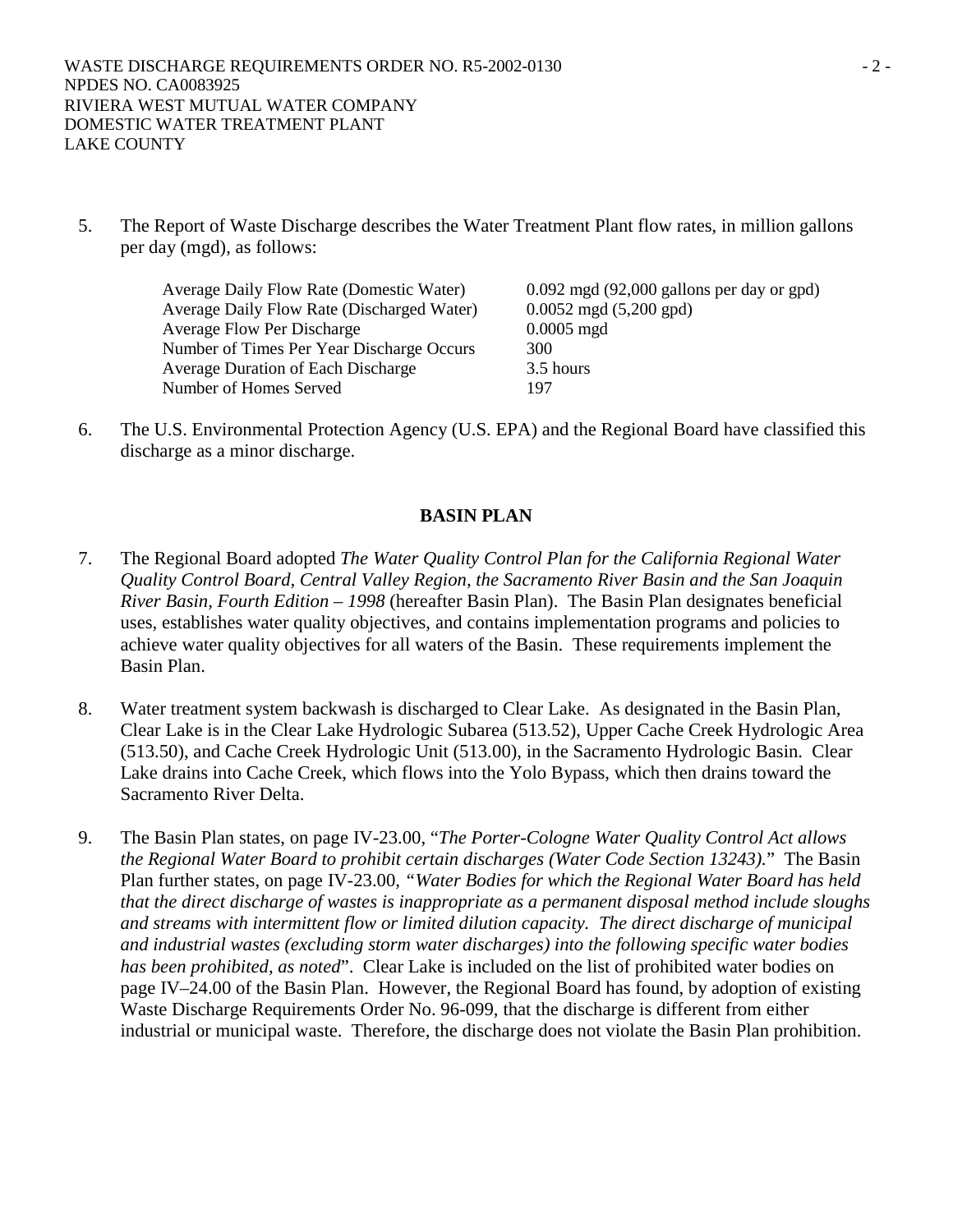5. The Report of Waste Discharge describes the Water Treatment Plant flow rates, in million gallons per day (mgd), as follows:

| | |
|---|---|
| Average Daily Flow Rate (Domestic Water) | 0.092 mgd (92,000 gallons per day or gpd) |
| Average Daily Flow Rate (Discharged Water) | 0.0052 mgd (5,200 gpd) |
| Average Flow Per Discharge | 0.0005 mgd |
| Number of Times Per Year Discharge Occurs | 300 |
| Average Duration of Each Discharge | 3.5 hours |
| Number of Homes Served | 197 |

6. The U.S. Environmental Protection Agency (U.S. EPA) and the Regional Board have classified this discharge as a minor discharge.

## BASIN PLAN

7. The Regional Board adopted *The Water Quality Control Plan for the California Regional Water Quality Control Board, Central Valley Region, the Sacramento River Basin and the San Joaquin River Basin, Fourth Edition – 1998* (hereafter Basin Plan). The Basin Plan designates beneficial uses, establishes water quality objectives, and contains implementation programs and policies to achieve water quality objectives for all waters of the Basin. These requirements implement the Basin Plan.

8. Water treatment system backwash is discharged to Clear Lake. As designated in the Basin Plan, Clear Lake is in the Clear Lake Hydrologic Subarea (513.52), Upper Cache Creek Hydrologic Area (513.50), and Cache Creek Hydrologic Unit (513.00), in the Sacramento Hydrologic Basin. Clear Lake drains into Cache Creek, which flows into the Yolo Bypass, which then drains toward the Sacramento River Delta.

9. The Basin Plan states, on page IV-23.00, "*The Porter-Cologne Water Quality Control Act allows the Regional Water Board to prohibit certain discharges (Water Code Section 13243).*" The Basin Plan further states, on page IV-23.00, "*Water Bodies for which the Regional Water Board has held that the direct discharge of wastes is inappropriate as a permanent disposal method include sloughs and streams with intermittent flow or limited dilution capacity. The direct discharge of municipal and industrial wastes (excluding storm water discharges) into the following specific water bodies has been prohibited, as noted*". Clear Lake is included on the list of prohibited water bodies on page IV–24.00 of the Basin Plan. However, the Regional Board has found, by adoption of existing Waste Discharge Requirements Order No. 96-099, that the discharge is different from either industrial or municipal waste. Therefore, the discharge does not violate the Basin Plan prohibition.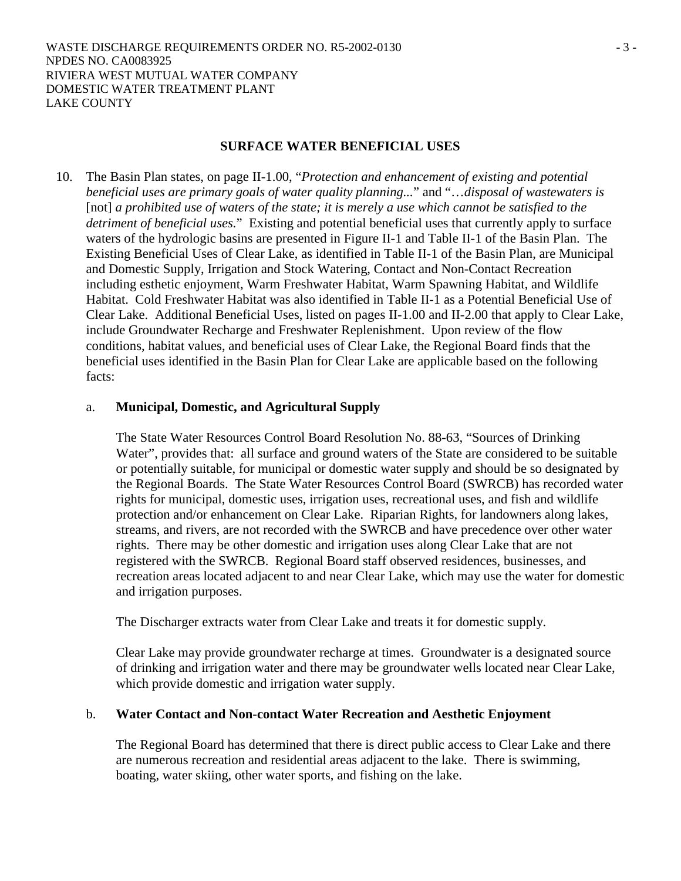## SURFACE WATER BENEFICIAL USES

10. The Basin Plan states, on page II-1.00, "*Protection and enhancement of existing and potential beneficial uses are primary goals of water quality planning...*" and "*…disposal of wastewaters is* [not] *a prohibited use of waters of the state; it is merely a use which cannot be satisfied to the detriment of beneficial uses.*" Existing and potential beneficial uses that currently apply to surface waters of the hydrologic basins are presented in Figure II-1 and Table II-1 of the Basin Plan. The Existing Beneficial Uses of Clear Lake, as identified in Table II-1 of the Basin Plan, are Municipal and Domestic Supply, Irrigation and Stock Watering, Contact and Non-Contact Recreation including esthetic enjoyment, Warm Freshwater Habitat, Warm Spawning Habitat, and Wildlife Habitat. Cold Freshwater Habitat was also identified in Table II-1 as a Potential Beneficial Use of Clear Lake. Additional Beneficial Uses, listed on pages II-1.00 and II-2.00 that apply to Clear Lake, include Groundwater Recharge and Freshwater Replenishment. Upon review of the flow conditions, habitat values, and beneficial uses of Clear Lake, the Regional Board finds that the beneficial uses identified in the Basin Plan for Clear Lake are applicable based on the following facts:

    a. **Municipal, Domestic, and Agricultural Supply**

    The State Water Resources Control Board Resolution No. 88-63, "Sources of Drinking Water", provides that: all surface and ground waters of the State are considered to be suitable or potentially suitable, for municipal or domestic water supply and should be so designated by the Regional Boards. The State Water Resources Control Board (SWRCB) has recorded water rights for municipal, domestic uses, irrigation uses, recreational uses, and fish and wildlife protection and/or enhancement on Clear Lake. Riparian Rights, for landowners along lakes, streams, and rivers, are not recorded with the SWRCB and have precedence over other water rights. There may be other domestic and irrigation uses along Clear Lake that are not registered with the SWRCB. Regional Board staff observed residences, businesses, and recreation areas located adjacent to and near Clear Lake, which may use the water for domestic and irrigation purposes.

    The Discharger extracts water from Clear Lake and treats it for domestic supply.

    Clear Lake may provide groundwater recharge at times. Groundwater is a designated source of drinking and irrigation water and there may be groundwater wells located near Clear Lake, which provide domestic and irrigation water supply.

    b. **Water Contact and Non-contact Water Recreation and Aesthetic Enjoyment**

    The Regional Board has determined that there is direct public access to Clear Lake and there are numerous recreation and residential areas adjacent to the lake. There is swimming, boating, water skiing, other water sports, and fishing on the lake.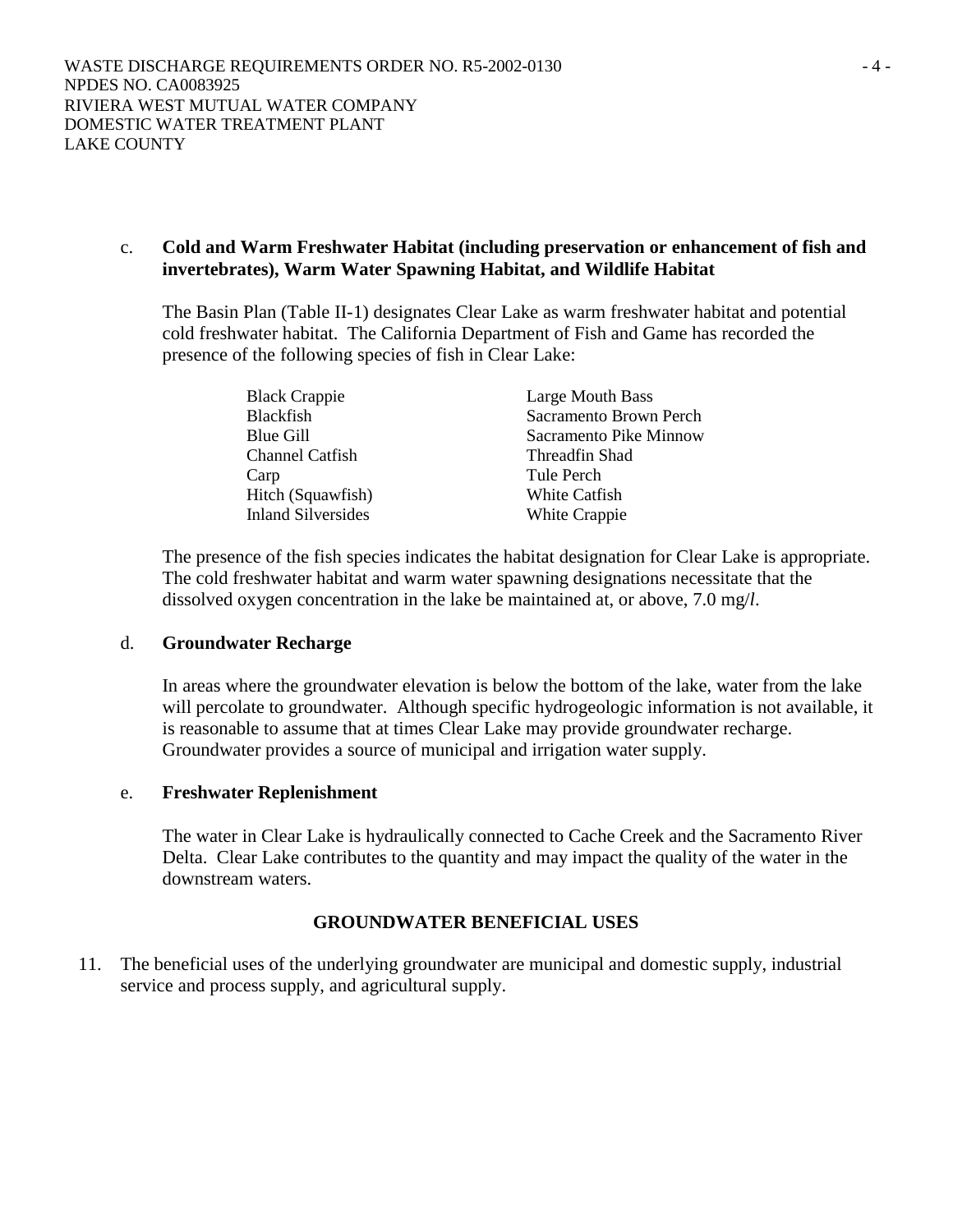c. **Cold and Warm Freshwater Habitat (including preservation or enhancement of fish and invertebrates), Warm Water Spawning Habitat, and Wildlife Habitat**

The Basin Plan (Table II-1) designates Clear Lake as warm freshwater habitat and potential cold freshwater habitat. The California Department of Fish and Game has recorded the presence of the following species of fish in Clear Lake:

| | |
|---|---|
| Black Crappie | Large Mouth Bass |
| Blackfish | Sacramento Brown Perch |
| Blue Gill | Sacramento Pike Minnow |
| Channel Catfish | Threadfin Shad |
| Carp | Tule Perch |
| Hitch (Squawfish) | White Catfish |
| Inland Silversides | White Crappie |

The presence of the fish species indicates the habitat designation for Clear Lake is appropriate. The cold freshwater habitat and warm water spawning designations necessitate that the dissolved oxygen concentration in the lake be maintained at, or above, 7.0 mg/*l*.

d. **Groundwater Recharge**

In areas where the groundwater elevation is below the bottom of the lake, water from the lake will percolate to groundwater. Although specific hydrogeologic information is not available, it is reasonable to assume that at times Clear Lake may provide groundwater recharge. Groundwater provides a source of municipal and irrigation water supply.

e. **Freshwater Replenishment**

The water in Clear Lake is hydraulically connected to Cache Creek and the Sacramento River Delta. Clear Lake contributes to the quantity and may impact the quality of the water in the downstream waters.

## GROUNDWATER BENEFICIAL USES

11. The beneficial uses of the underlying groundwater are municipal and domestic supply, industrial service and process supply, and agricultural supply.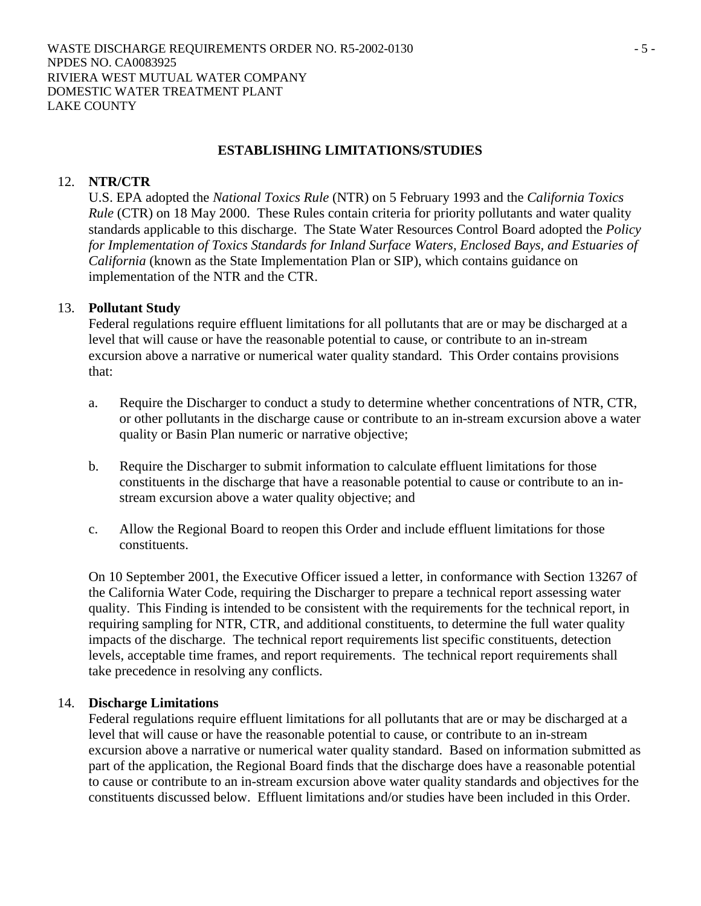## ESTABLISHING LIMITATIONS/STUDIES

12. **NTR/CTR**

    U.S. EPA adopted the *National Toxics Rule* (NTR) on 5 February 1993 and the *California Toxics Rule* (CTR) on 18 May 2000. These Rules contain criteria for priority pollutants and water quality standards applicable to this discharge. The State Water Resources Control Board adopted the *Policy for Implementation of Toxics Standards for Inland Surface Waters, Enclosed Bays, and Estuaries of California* (known as the State Implementation Plan or SIP), which contains guidance on implementation of the NTR and the CTR.

13. **Pollutant Study**

    Federal regulations require effluent limitations for all pollutants that are or may be discharged at a level that will cause or have the reasonable potential to cause, or contribute to an in-stream excursion above a narrative or numerical water quality standard. This Order contains provisions that:

    a. Require the Discharger to conduct a study to determine whether concentrations of NTR, CTR, or other pollutants in the discharge cause or contribute to an in-stream excursion above a water quality or Basin Plan numeric or narrative objective;

    b. Require the Discharger to submit information to calculate effluent limitations for those constituents in the discharge that have a reasonable potential to cause or contribute to an in-stream excursion above a water quality objective; and

    c. Allow the Regional Board to reopen this Order and include effluent limitations for those constituents.

    On 10 September 2001, the Executive Officer issued a letter, in conformance with Section 13267 of the California Water Code, requiring the Discharger to prepare a technical report assessing water quality. This Finding is intended to be consistent with the requirements for the technical report, in requiring sampling for NTR, CTR, and additional constituents, to determine the full water quality impacts of the discharge. The technical report requirements list specific constituents, detection levels, acceptable time frames, and report requirements. The technical report requirements shall take precedence in resolving any conflicts.

14. **Discharge Limitations**

    Federal regulations require effluent limitations for all pollutants that are or may be discharged at a level that will cause or have the reasonable potential to cause, or contribute to an in-stream excursion above a narrative or numerical water quality standard. Based on information submitted as part of the application, the Regional Board finds that the discharge does have a reasonable potential to cause or contribute to an in-stream excursion above water quality standards and objectives for the constituents discussed below. Effluent limitations and/or studies have been included in this Order.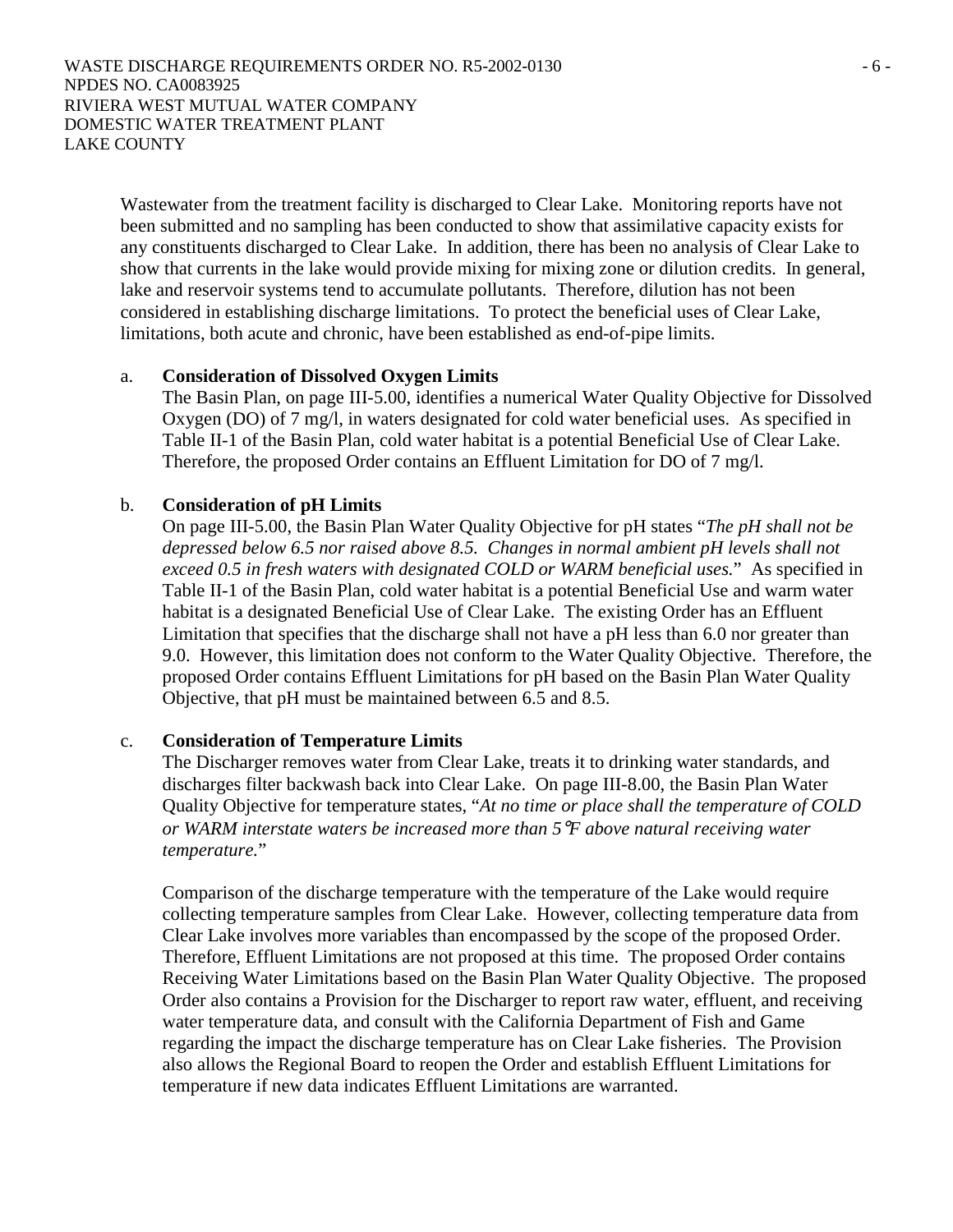Wastewater from the treatment facility is discharged to Clear Lake. Monitoring reports have not been submitted and no sampling has been conducted to show that assimilative capacity exists for any constituents discharged to Clear Lake. In addition, there has been no analysis of Clear Lake to show that currents in the lake would provide mixing for mixing zone or dilution credits. In general, lake and reservoir systems tend to accumulate pollutants. Therefore, dilution has not been considered in establishing discharge limitations. To protect the beneficial uses of Clear Lake, limitations, both acute and chronic, have been established as end-of-pipe limits.

a. **Consideration of Dissolved Oxygen Limits**
The Basin Plan, on page III-5.00, identifies a numerical Water Quality Objective for Dissolved Oxygen (DO) of 7 mg/l, in waters designated for cold water beneficial uses. As specified in Table II-1 of the Basin Plan, cold water habitat is a potential Beneficial Use of Clear Lake. Therefore, the proposed Order contains an Effluent Limitation for DO of 7 mg/l.

b. **Consideration of pH Limits**
On page III-5.00, the Basin Plan Water Quality Objective for pH states "*The pH shall not be depressed below 6.5 nor raised above 8.5. Changes in normal ambient pH levels shall not exceed 0.5 in fresh waters with designated COLD or WARM beneficial uses.*" As specified in Table II-1 of the Basin Plan, cold water habitat is a potential Beneficial Use and warm water habitat is a designated Beneficial Use of Clear Lake. The existing Order has an Effluent Limitation that specifies that the discharge shall not have a pH less than 6.0 nor greater than 9.0. However, this limitation does not conform to the Water Quality Objective. Therefore, the proposed Order contains Effluent Limitations for pH based on the Basin Plan Water Quality Objective, that pH must be maintained between 6.5 and 8.5.

c. **Consideration of Temperature Limits**
The Discharger removes water from Clear Lake, treats it to drinking water standards, and discharges filter backwash back into Clear Lake. On page III-8.00, the Basin Plan Water Quality Objective for temperature states, "*At no time or place shall the temperature of COLD or WARM interstate waters be increased more than 5°F above natural receiving water temperature.*"

Comparison of the discharge temperature with the temperature of the Lake would require collecting temperature samples from Clear Lake. However, collecting temperature data from Clear Lake involves more variables than encompassed by the scope of the proposed Order. Therefore, Effluent Limitations are not proposed at this time. The proposed Order contains Receiving Water Limitations based on the Basin Plan Water Quality Objective. The proposed Order also contains a Provision for the Discharger to report raw water, effluent, and receiving water temperature data, and consult with the California Department of Fish and Game regarding the impact the discharge temperature has on Clear Lake fisheries. The Provision also allows the Regional Board to reopen the Order and establish Effluent Limitations for temperature if new data indicates Effluent Limitations are warranted.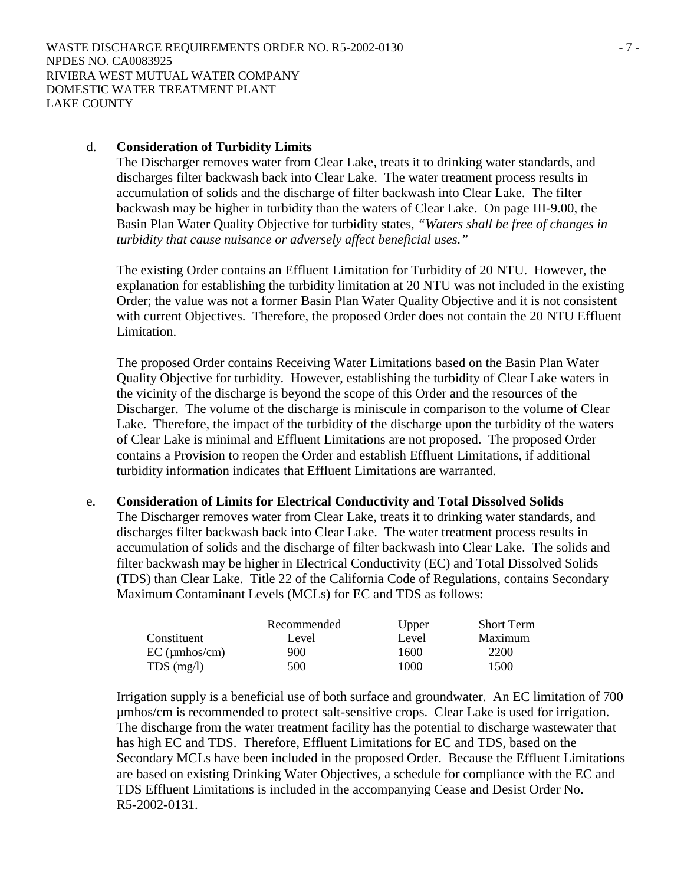d. **Consideration of Turbidity Limits**

The Discharger removes water from Clear Lake, treats it to drinking water standards, and discharges filter backwash back into Clear Lake. The water treatment process results in accumulation of solids and the discharge of filter backwash into Clear Lake. The filter backwash may be higher in turbidity than the waters of Clear Lake. On page III-9.00, the Basin Plan Water Quality Objective for turbidity states, *"Waters shall be free of changes in turbidity that cause nuisance or adversely affect beneficial uses."*

The existing Order contains an Effluent Limitation for Turbidity of 20 NTU. However, the explanation for establishing the turbidity limitation at 20 NTU was not included in the existing Order; the value was not a former Basin Plan Water Quality Objective and it is not consistent with current Objectives. Therefore, the proposed Order does not contain the 20 NTU Effluent Limitation.

The proposed Order contains Receiving Water Limitations based on the Basin Plan Water Quality Objective for turbidity. However, establishing the turbidity of Clear Lake waters in the vicinity of the discharge is beyond the scope of this Order and the resources of the Discharger. The volume of the discharge is miniscule in comparison to the volume of Clear Lake. Therefore, the impact of the turbidity of the discharge upon the turbidity of the waters of Clear Lake is minimal and Effluent Limitations are not proposed. The proposed Order contains a Provision to reopen the Order and establish Effluent Limitations, if additional turbidity information indicates that Effluent Limitations are warranted.

e. **Consideration of Limits for Electrical Conductivity and Total Dissolved Solids**

The Discharger removes water from Clear Lake, treats it to drinking water standards, and discharges filter backwash back into Clear Lake. The water treatment process results in accumulation of solids and the discharge of filter backwash into Clear Lake. The solids and filter backwash may be higher in Electrical Conductivity (EC) and Total Dissolved Solids (TDS) than Clear Lake. Title 22 of the California Code of Regulations, contains Secondary Maximum Contaminant Levels (MCLs) for EC and TDS as follows:

| Constituent | Recommended Level | Upper Level | Short Term Maximum |
|---|---|---|---|
| EC (μmhos/cm) | 900 | 1600 | 2200 |
| TDS (mg/l) | 500 | 1000 | 1500 |

Irrigation supply is a beneficial use of both surface and groundwater. An EC limitation of 700 μmhos/cm is recommended to protect salt-sensitive crops. Clear Lake is used for irrigation. The discharge from the water treatment facility has the potential to discharge wastewater that has high EC and TDS. Therefore, Effluent Limitations for EC and TDS, based on the Secondary MCLs have been included in the proposed Order. Because the Effluent Limitations are based on existing Drinking Water Objectives, a schedule for compliance with the EC and TDS Effluent Limitations is included in the accompanying Cease and Desist Order No. R5-2002-0131.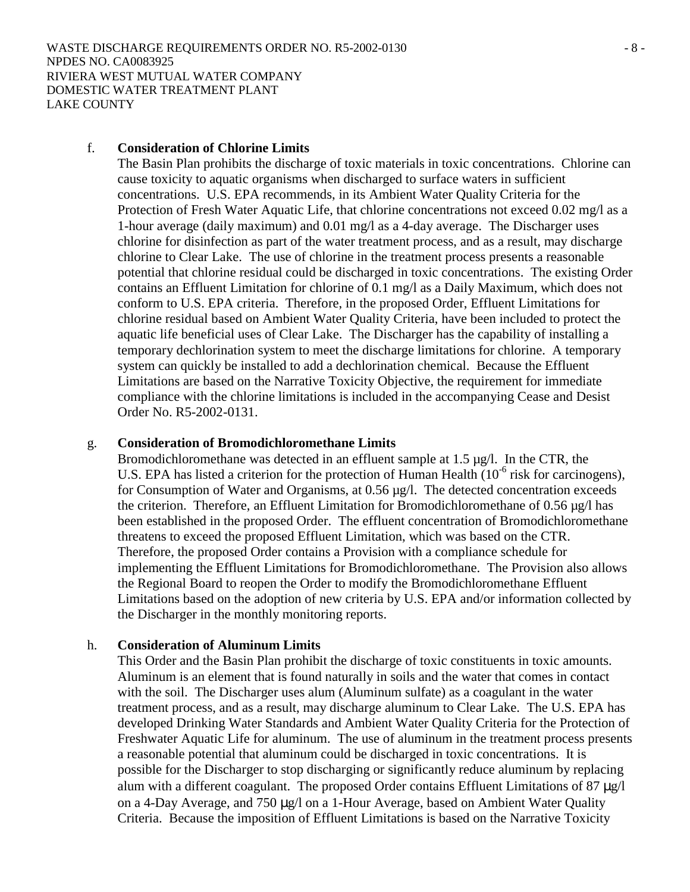f. **Consideration of Chlorine Limits**
The Basin Plan prohibits the discharge of toxic materials in toxic concentrations. Chlorine can cause toxicity to aquatic organisms when discharged to surface waters in sufficient concentrations. U.S. EPA recommends, in its Ambient Water Quality Criteria for the Protection of Fresh Water Aquatic Life, that chlorine concentrations not exceed 0.02 mg/l as a 1-hour average (daily maximum) and 0.01 mg/l as a 4-day average. The Discharger uses chlorine for disinfection as part of the water treatment process, and as a result, may discharge chlorine to Clear Lake. The use of chlorine in the treatment process presents a reasonable potential that chlorine residual could be discharged in toxic concentrations. The existing Order contains an Effluent Limitation for chlorine of 0.1 mg/l as a Daily Maximum, which does not conform to U.S. EPA criteria. Therefore, in the proposed Order, Effluent Limitations for chlorine residual based on Ambient Water Quality Criteria, have been included to protect the aquatic life beneficial uses of Clear Lake. The Discharger has the capability of installing a temporary dechlorination system to meet the discharge limitations for chlorine. A temporary system can quickly be installed to add a dechlorination chemical. Because the Effluent Limitations are based on the Narrative Toxicity Objective, the requirement for immediate compliance with the chlorine limitations is included in the accompanying Cease and Desist Order No. R5-2002-0131.

g. **Consideration of Bromodichloromethane Limits**
Bromodichloromethane was detected in an effluent sample at 1.5 µg/l. In the CTR, the U.S. EPA has listed a criterion for the protection of Human Health ($10^{-6}$ risk for carcinogens), for Consumption of Water and Organisms, at 0.56 µg/l. The detected concentration exceeds the criterion. Therefore, an Effluent Limitation for Bromodichloromethane of 0.56 µg/l has been established in the proposed Order. The effluent concentration of Bromodichloromethane threatens to exceed the proposed Effluent Limitation, which was based on the CTR. Therefore, the proposed Order contains a Provision with a compliance schedule for implementing the Effluent Limitations for Bromodichloromethane. The Provision also allows the Regional Board to reopen the Order to modify the Bromodichloromethane Effluent Limitations based on the adoption of new criteria by U.S. EPA and/or information collected by the Discharger in the monthly monitoring reports.

h. **Consideration of Aluminum Limits**
This Order and the Basin Plan prohibit the discharge of toxic constituents in toxic amounts. Aluminum is an element that is found naturally in soils and the water that comes in contact with the soil. The Discharger uses alum (Aluminum sulfate) as a coagulant in the water treatment process, and as a result, may discharge aluminum to Clear Lake. The U.S. EPA has developed Drinking Water Standards and Ambient Water Quality Criteria for the Protection of Freshwater Aquatic Life for aluminum. The use of aluminum in the treatment process presents a reasonable potential that aluminum could be discharged in toxic concentrations. It is possible for the Discharger to stop discharging or significantly reduce aluminum by replacing alum with a different coagulant. The proposed Order contains Effluent Limitations of 87 µg/l on a 4-Day Average, and 750 µg/l on a 1-Hour Average, based on Ambient Water Quality Criteria. Because the imposition of Effluent Limitations is based on the Narrative Toxicity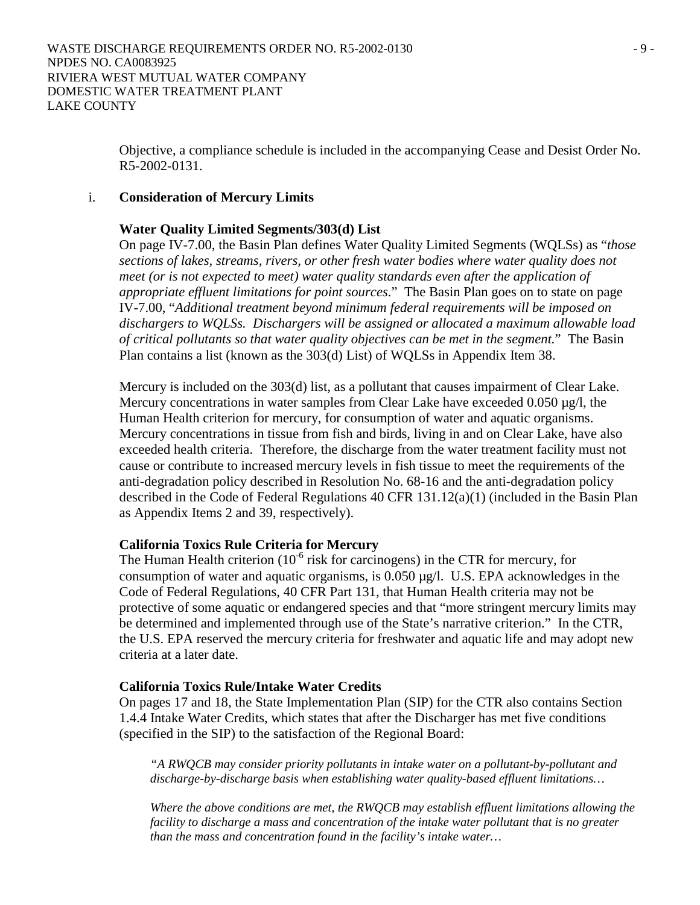Objective, a compliance schedule is included in the accompanying Cease and Desist Order No. R5-2002-0131.

i. **Consideration of Mercury Limits**

**Water Quality Limited Segments/303(d) List**

On page IV-7.00, the Basin Plan defines Water Quality Limited Segments (WQLSs) as "*those sections of lakes, streams, rivers, or other fresh water bodies where water quality does not meet (or is not expected to meet) water quality standards even after the application of appropriate effluent limitations for point sources*." The Basin Plan goes on to state on page IV-7.00, "*Additional treatment beyond minimum federal requirements will be imposed on dischargers to WQLSs. Dischargers will be assigned or allocated a maximum allowable load of critical pollutants so that water quality objectives can be met in the segment.*" The Basin Plan contains a list (known as the 303(d) List) of WQLSs in Appendix Item 38.

Mercury is included on the 303(d) list, as a pollutant that causes impairment of Clear Lake. Mercury concentrations in water samples from Clear Lake have exceeded 0.050 µg/l, the Human Health criterion for mercury, for consumption of water and aquatic organisms. Mercury concentrations in tissue from fish and birds, living in and on Clear Lake, have also exceeded health criteria. Therefore, the discharge from the water treatment facility must not cause or contribute to increased mercury levels in fish tissue to meet the requirements of the anti-degradation policy described in Resolution No. 68-16 and the anti-degradation policy described in the Code of Federal Regulations 40 CFR 131.12(a)(1) (included in the Basin Plan as Appendix Items 2 and 39, respectively).

**California Toxics Rule Criteria for Mercury**

The Human Health criterion ($10^{-6}$ risk for carcinogens) in the CTR for mercury, for consumption of water and aquatic organisms, is 0.050 µg/l. U.S. EPA acknowledges in the Code of Federal Regulations, 40 CFR Part 131, that Human Health criteria may not be protective of some aquatic or endangered species and that "more stringent mercury limits may be determined and implemented through use of the State's narrative criterion." In the CTR, the U.S. EPA reserved the mercury criteria for freshwater and aquatic life and may adopt new criteria at a later date.

**California Toxics Rule/Intake Water Credits**

On pages 17 and 18, the State Implementation Plan (SIP) for the CTR also contains Section 1.4.4 Intake Water Credits, which states that after the Discharger has met five conditions (specified in the SIP) to the satisfaction of the Regional Board:

> *"A RWQCB may consider priority pollutants in intake water on a pollutant-by-pollutant and discharge-by-discharge basis when establishing water quality-based effluent limitations…*
>
> *Where the above conditions are met, the RWQCB may establish effluent limitations allowing the facility to discharge a mass and concentration of the intake water pollutant that is no greater than the mass and concentration found in the facility's intake water…*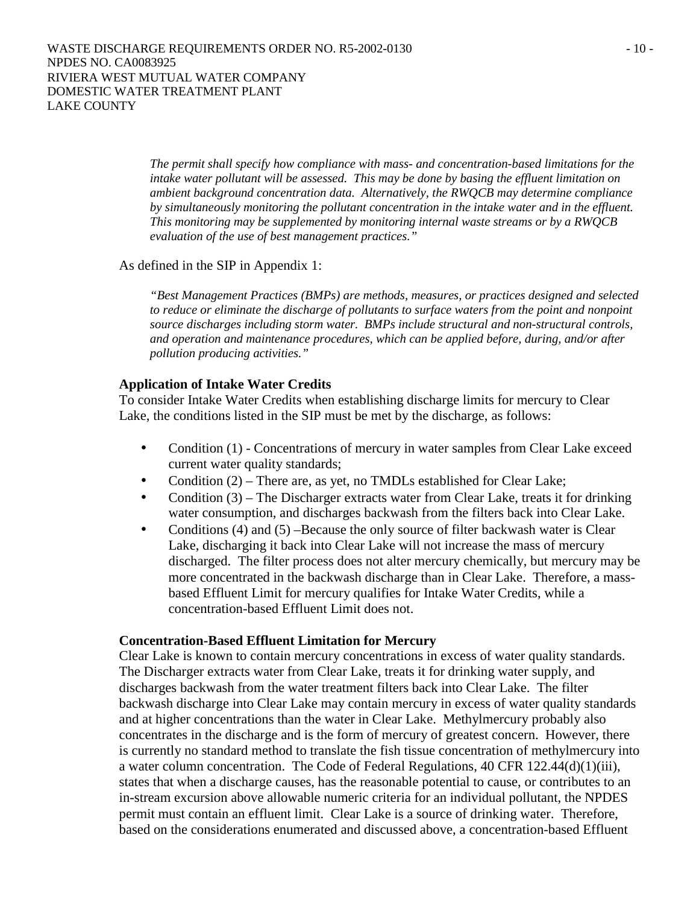*The permit shall specify how compliance with mass- and concentration-based limitations for the intake water pollutant will be assessed. This may be done by basing the effluent limitation on ambient background concentration data. Alternatively, the RWQCB may determine compliance by simultaneously monitoring the pollutant concentration in the intake water and in the effluent. This monitoring may be supplemented by monitoring internal waste streams or by a RWQCB evaluation of the use of best management practices."*

As defined in the SIP in Appendix 1:

*"Best Management Practices (BMPs) are methods, measures, or practices designed and selected to reduce or eliminate the discharge of pollutants to surface waters from the point and nonpoint source discharges including storm water. BMPs include structural and non-structural controls, and operation and maintenance procedures, which can be applied before, during, and/or after pollution producing activities."*

**Application of Intake Water Credits**

To consider Intake Water Credits when establishing discharge limits for mercury to Clear Lake, the conditions listed in the SIP must be met by the discharge, as follows:

- Condition (1) - Concentrations of mercury in water samples from Clear Lake exceed current water quality standards;
- Condition (2) – There are, as yet, no TMDLs established for Clear Lake;
- Condition (3) – The Discharger extracts water from Clear Lake, treats it for drinking water consumption, and discharges backwash from the filters back into Clear Lake.
- Conditions (4) and (5) –Because the only source of filter backwash water is Clear Lake, discharging it back into Clear Lake will not increase the mass of mercury discharged. The filter process does not alter mercury chemically, but mercury may be more concentrated in the backwash discharge than in Clear Lake. Therefore, a mass-based Effluent Limit for mercury qualifies for Intake Water Credits, while a concentration-based Effluent Limit does not.

**Concentration-Based Effluent Limitation for Mercury**

Clear Lake is known to contain mercury concentrations in excess of water quality standards. The Discharger extracts water from Clear Lake, treats it for drinking water supply, and discharges backwash from the water treatment filters back into Clear Lake. The filter backwash discharge into Clear Lake may contain mercury in excess of water quality standards and at higher concentrations than the water in Clear Lake. Methylmercury probably also concentrates in the discharge and is the form of mercury of greatest concern. However, there is currently no standard method to translate the fish tissue concentration of methylmercury into a water column concentration. The Code of Federal Regulations, 40 CFR 122.44(d)(1)(iii), states that when a discharge causes, has the reasonable potential to cause, or contributes to an in-stream excursion above allowable numeric criteria for an individual pollutant, the NPDES permit must contain an effluent limit. Clear Lake is a source of drinking water. Therefore, based on the considerations enumerated and discussed above, a concentration-based Effluent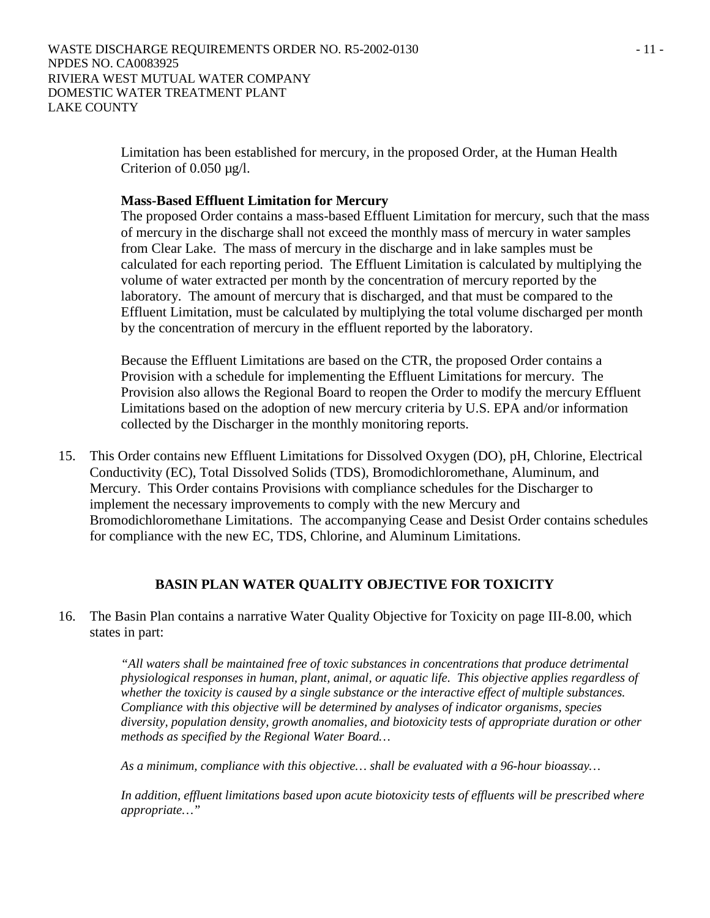Limitation has been established for mercury, in the proposed Order, at the Human Health Criterion of 0.050 µg/l.

**Mass-Based Effluent Limitation for Mercury**

The proposed Order contains a mass-based Effluent Limitation for mercury, such that the mass of mercury in the discharge shall not exceed the monthly mass of mercury in water samples from Clear Lake. The mass of mercury in the discharge and in lake samples must be calculated for each reporting period. The Effluent Limitation is calculated by multiplying the volume of water extracted per month by the concentration of mercury reported by the laboratory. The amount of mercury that is discharged, and that must be compared to the Effluent Limitation, must be calculated by multiplying the total volume discharged per month by the concentration of mercury in the effluent reported by the laboratory.

Because the Effluent Limitations are based on the CTR, the proposed Order contains a Provision with a schedule for implementing the Effluent Limitations for mercury. The Provision also allows the Regional Board to reopen the Order to modify the mercury Effluent Limitations based on the adoption of new mercury criteria by U.S. EPA and/or information collected by the Discharger in the monthly monitoring reports.

15. This Order contains new Effluent Limitations for Dissolved Oxygen (DO), pH, Chlorine, Electrical Conductivity (EC), Total Dissolved Solids (TDS), Bromodichloromethane, Aluminum, and Mercury. This Order contains Provisions with compliance schedules for the Discharger to implement the necessary improvements to comply with the new Mercury and Bromodichloromethane Limitations. The accompanying Cease and Desist Order contains schedules for compliance with the new EC, TDS, Chlorine, and Aluminum Limitations.

## BASIN PLAN WATER QUALITY OBJECTIVE FOR TOXICITY

16. The Basin Plan contains a narrative Water Quality Objective for Toxicity on page III-8.00, which states in part:

> *"All waters shall be maintained free of toxic substances in concentrations that produce detrimental physiological responses in human, plant, animal, or aquatic life. This objective applies regardless of whether the toxicity is caused by a single substance or the interactive effect of multiple substances. Compliance with this objective will be determined by analyses of indicator organisms, species diversity, population density, growth anomalies, and biotoxicity tests of appropriate duration or other methods as specified by the Regional Water Board…*
>
> *As a minimum, compliance with this objective… shall be evaluated with a 96-hour bioassay…*
>
> *In addition, effluent limitations based upon acute biotoxicity tests of effluents will be prescribed where appropriate…"*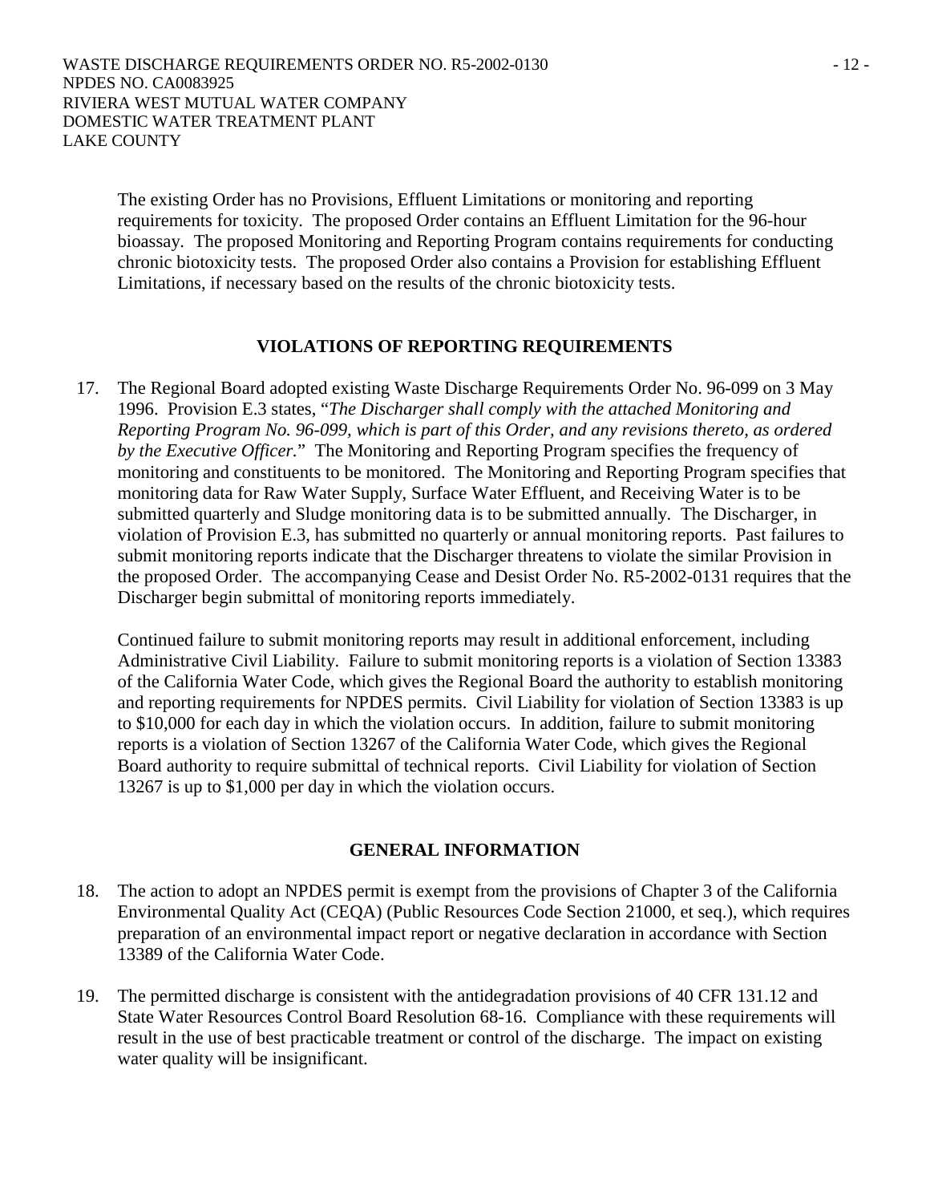The existing Order has no Provisions, Effluent Limitations or monitoring and reporting requirements for toxicity. The proposed Order contains an Effluent Limitation for the 96-hour bioassay. The proposed Monitoring and Reporting Program contains requirements for conducting chronic biotoxicity tests. The proposed Order also contains a Provision for establishing Effluent Limitations, if necessary based on the results of the chronic biotoxicity tests.

## VIOLATIONS OF REPORTING REQUIREMENTS

17. The Regional Board adopted existing Waste Discharge Requirements Order No. 96-099 on 3 May 1996. Provision E.3 states, "*The Discharger shall comply with the attached Monitoring and Reporting Program No. 96-099, which is part of this Order, and any revisions thereto, as ordered by the Executive Officer.*" The Monitoring and Reporting Program specifies the frequency of monitoring and constituents to be monitored. The Monitoring and Reporting Program specifies that monitoring data for Raw Water Supply, Surface Water Effluent, and Receiving Water is to be submitted quarterly and Sludge monitoring data is to be submitted annually. The Discharger, in violation of Provision E.3, has submitted no quarterly or annual monitoring reports. Past failures to submit monitoring reports indicate that the Discharger threatens to violate the similar Provision in the proposed Order. The accompanying Cease and Desist Order No. R5-2002-0131 requires that the Discharger begin submittal of monitoring reports immediately.

    Continued failure to submit monitoring reports may result in additional enforcement, including Administrative Civil Liability. Failure to submit monitoring reports is a violation of Section 13383 of the California Water Code, which gives the Regional Board the authority to establish monitoring and reporting requirements for NPDES permits. Civil Liability for violation of Section 13383 is up to $10,000 for each day in which the violation occurs. In addition, failure to submit monitoring reports is a violation of Section 13267 of the California Water Code, which gives the Regional Board authority to require submittal of technical reports. Civil Liability for violation of Section 13267 is up to $1,000 per day in which the violation occurs.

## GENERAL INFORMATION

18. The action to adopt an NPDES permit is exempt from the provisions of Chapter 3 of the California Environmental Quality Act (CEQA) (Public Resources Code Section 21000, et seq.), which requires preparation of an environmental impact report or negative declaration in accordance with Section 13389 of the California Water Code.

19. The permitted discharge is consistent with the antidegradation provisions of 40 CFR 131.12 and State Water Resources Control Board Resolution 68-16. Compliance with these requirements will result in the use of best practicable treatment or control of the discharge. The impact on existing water quality will be insignificant.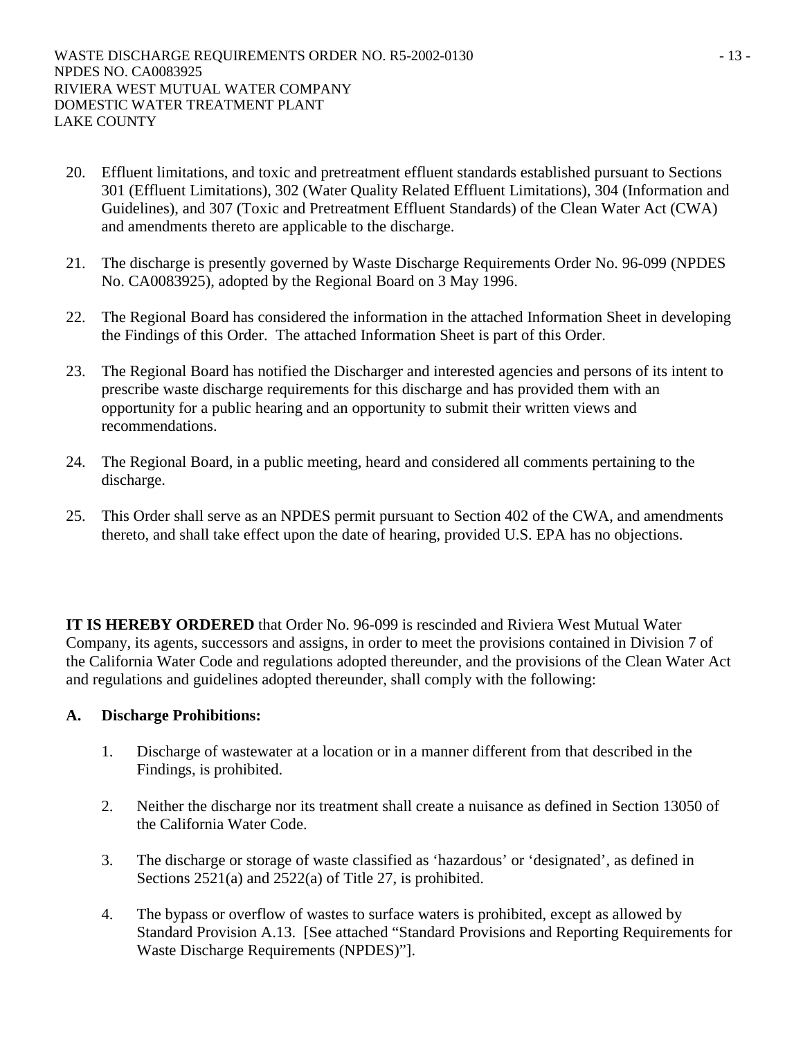20. Effluent limitations, and toxic and pretreatment effluent standards established pursuant to Sections 301 (Effluent Limitations), 302 (Water Quality Related Effluent Limitations), 304 (Information and Guidelines), and 307 (Toxic and Pretreatment Effluent Standards) of the Clean Water Act (CWA) and amendments thereto are applicable to the discharge.

21. The discharge is presently governed by Waste Discharge Requirements Order No. 96-099 (NPDES No. CA0083925), adopted by the Regional Board on 3 May 1996.

22. The Regional Board has considered the information in the attached Information Sheet in developing the Findings of this Order. The attached Information Sheet is part of this Order.

23. The Regional Board has notified the Discharger and interested agencies and persons of its intent to prescribe waste discharge requirements for this discharge and has provided them with an opportunity for a public hearing and an opportunity to submit their written views and recommendations.

24. The Regional Board, in a public meeting, heard and considered all comments pertaining to the discharge.

25. This Order shall serve as an NPDES permit pursuant to Section 402 of the CWA, and amendments thereto, and shall take effect upon the date of hearing, provided U.S. EPA has no objections.

**IT IS HEREBY ORDERED** that Order No. 96-099 is rescinded and Riviera West Mutual Water Company, its agents, successors and assigns, in order to meet the provisions contained in Division 7 of the California Water Code and regulations adopted thereunder, and the provisions of the Clean Water Act and regulations and guidelines adopted thereunder, shall comply with the following:

**A. Discharge Prohibitions:**

1. Discharge of wastewater at a location or in a manner different from that described in the Findings, is prohibited.

2. Neither the discharge nor its treatment shall create a nuisance as defined in Section 13050 of the California Water Code.

3. The discharge or storage of waste classified as 'hazardous' or 'designated', as defined in Sections 2521(a) and 2522(a) of Title 27, is prohibited.

4. The bypass or overflow of wastes to surface waters is prohibited, except as allowed by Standard Provision A.13. [See attached "Standard Provisions and Reporting Requirements for Waste Discharge Requirements (NPDES)"].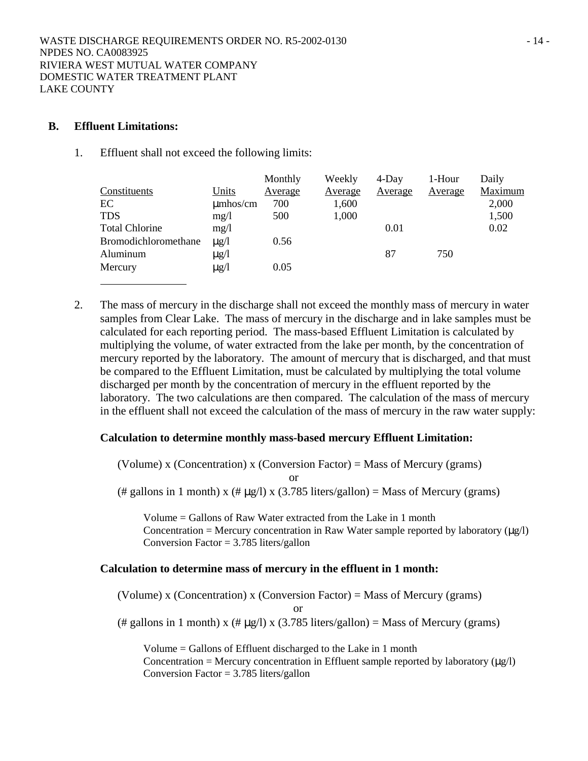**B. Effluent Limitations:**

1. Effluent shall not exceed the following limits:

| Constituents | Units | Monthly Average | Weekly Average | 4-Day Average | 1-Hour Average | Daily Maximum |
|---|---|---|---|---|---|---|
| EC | μmhos/cm | 700 | 1,600 | | | 2,000 |
| TDS | mg/l | 500 | 1,000 | | | 1,500 |
| Total Chlorine | mg/l | | | 0.01 | | 0.02 |
| Bromodichloromethane | μg/l | 0.56 | | | | |
| Aluminum | μg/l | | | 87 | 750 | |
| Mercury | μg/l | 0.05 | | | | |

2. The mass of mercury in the discharge shall not exceed the monthly mass of mercury in water samples from Clear Lake. The mass of mercury in the discharge and in lake samples must be calculated for each reporting period. The mass-based Effluent Limitation is calculated by multiplying the volume, of water extracted from the lake per month, by the concentration of mercury reported by the laboratory. The amount of mercury that is discharged, and that must be compared to the Effluent Limitation, must be calculated by multiplying the total volume discharged per month by the concentration of mercury in the effluent reported by the laboratory. The two calculations are then compared. The calculation of the mass of mercury in the effluent shall not exceed the calculation of the mass of mercury in the raw water supply:

**Calculation to determine monthly mass-based mercury Effluent Limitation:**

(Volume) x (Concentration) x (Conversion Factor) = Mass of Mercury (grams)

or

(# gallons in 1 month) x (# μg/l) x (3.785 liters/gallon) = Mass of Mercury (grams)

Volume = Gallons of Raw Water extracted from the Lake in 1 month
Concentration = Mercury concentration in Raw Water sample reported by laboratory (μg/l)
Conversion Factor = 3.785 liters/gallon

**Calculation to determine mass of mercury in the effluent in 1 month:**

(Volume) x (Concentration) x (Conversion Factor) = Mass of Mercury (grams)

or

(# gallons in 1 month) x (# μg/l) x (3.785 liters/gallon) = Mass of Mercury (grams)

Volume = Gallons of Effluent discharged to the Lake in 1 month
Concentration = Mercury concentration in Effluent sample reported by laboratory (μg/l)
Conversion Factor = 3.785 liters/gallon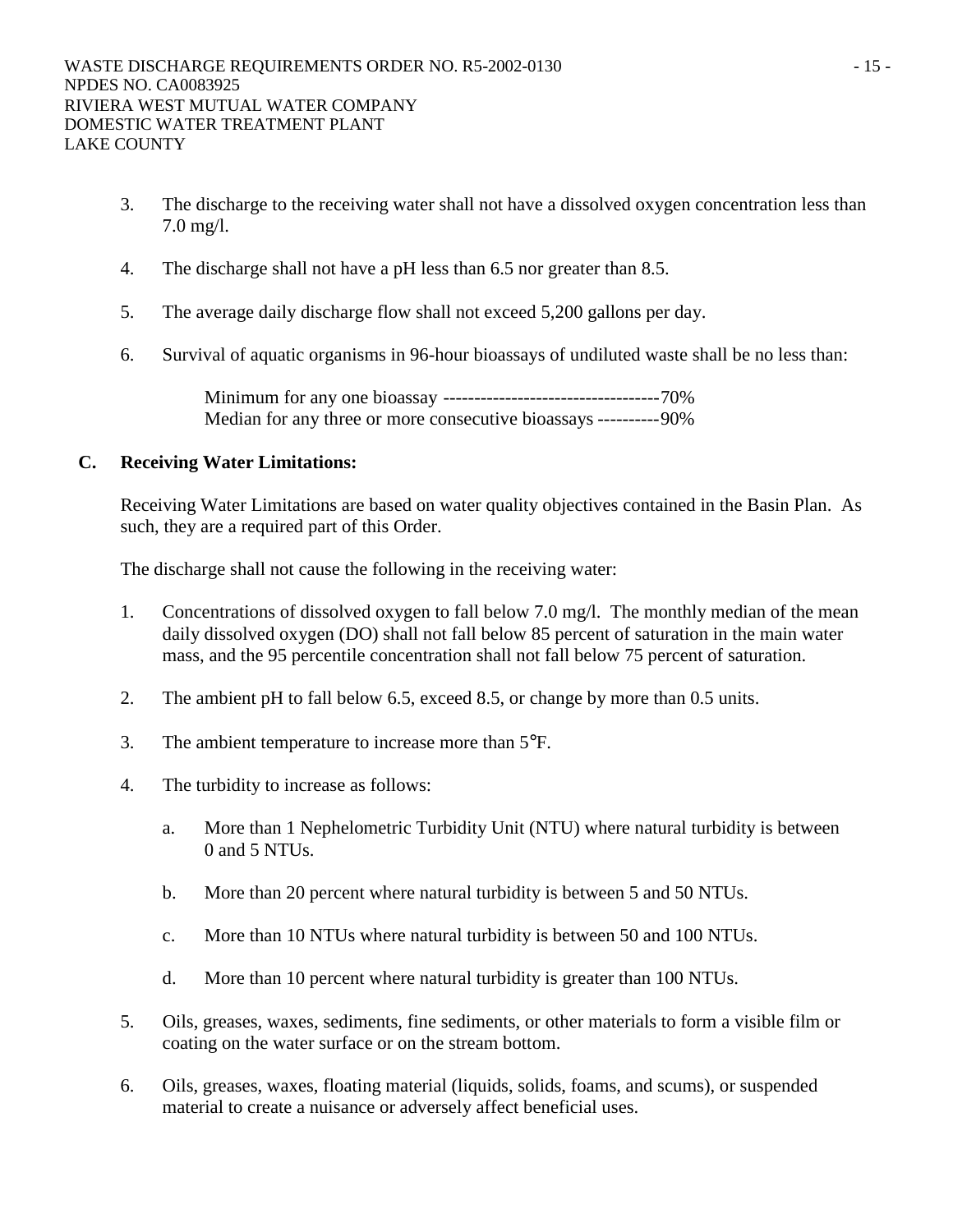3. The discharge to the receiving water shall not have a dissolved oxygen concentration less than 7.0 mg/l.

4. The discharge shall not have a pH less than 6.5 nor greater than 8.5.

5. The average daily discharge flow shall not exceed 5,200 gallons per day.

6. Survival of aquatic organisms in 96-hour bioassays of undiluted waste shall be no less than:

   Minimum for any one bioassay -----------------------------------70%
   Median for any three or more consecutive bioassays ----------90%

## C. Receiving Water Limitations:

Receiving Water Limitations are based on water quality objectives contained in the Basin Plan. As such, they are a required part of this Order.

The discharge shall not cause the following in the receiving water:

1. Concentrations of dissolved oxygen to fall below 7.0 mg/l. The monthly median of the mean daily dissolved oxygen (DO) shall not fall below 85 percent of saturation in the main water mass, and the 95 percentile concentration shall not fall below 75 percent of saturation.

2. The ambient pH to fall below 6.5, exceed 8.5, or change by more than 0.5 units.

3. The ambient temperature to increase more than 5°F.

4. The turbidity to increase as follows:

   a. More than 1 Nephelometric Turbidity Unit (NTU) where natural turbidity is between 0 and 5 NTUs.

   b. More than 20 percent where natural turbidity is between 5 and 50 NTUs.

   c. More than 10 NTUs where natural turbidity is between 50 and 100 NTUs.

   d. More than 10 percent where natural turbidity is greater than 100 NTUs.

5. Oils, greases, waxes, sediments, fine sediments, or other materials to form a visible film or coating on the water surface or on the stream bottom.

6. Oils, greases, waxes, floating material (liquids, solids, foams, and scums), or suspended material to create a nuisance or adversely affect beneficial uses.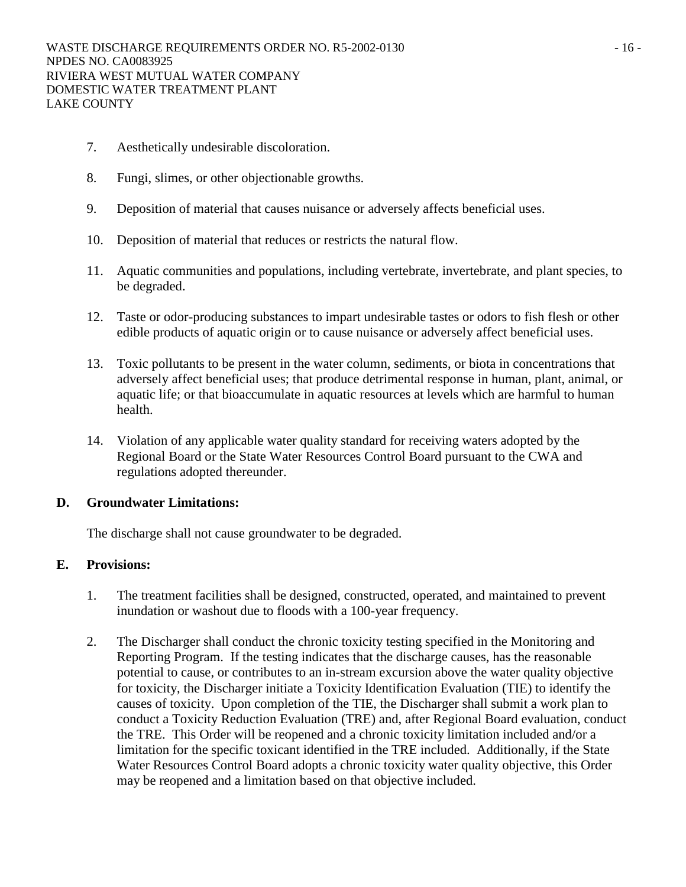7. Aesthetically undesirable discoloration.

8. Fungi, slimes, or other objectionable growths.

9. Deposition of material that causes nuisance or adversely affects beneficial uses.

10. Deposition of material that reduces or restricts the natural flow.

11. Aquatic communities and populations, including vertebrate, invertebrate, and plant species, to be degraded.

12. Taste or odor-producing substances to impart undesirable tastes or odors to fish flesh or other edible products of aquatic origin or to cause nuisance or adversely affect beneficial uses.

13. Toxic pollutants to be present in the water column, sediments, or biota in concentrations that adversely affect beneficial uses; that produce detrimental response in human, plant, animal, or aquatic life; or that bioaccumulate in aquatic resources at levels which are harmful to human health.

14. Violation of any applicable water quality standard for receiving waters adopted by the Regional Board or the State Water Resources Control Board pursuant to the CWA and regulations adopted thereunder.

**D. Groundwater Limitations:**

The discharge shall not cause groundwater to be degraded.

**E. Provisions:**

1. The treatment facilities shall be designed, constructed, operated, and maintained to prevent inundation or washout due to floods with a 100-year frequency.

2. The Discharger shall conduct the chronic toxicity testing specified in the Monitoring and Reporting Program. If the testing indicates that the discharge causes, has the reasonable potential to cause, or contributes to an in-stream excursion above the water quality objective for toxicity, the Discharger initiate a Toxicity Identification Evaluation (TIE) to identify the causes of toxicity. Upon completion of the TIE, the Discharger shall submit a work plan to conduct a Toxicity Reduction Evaluation (TRE) and, after Regional Board evaluation, conduct the TRE. This Order will be reopened and a chronic toxicity limitation included and/or a limitation for the specific toxicant identified in the TRE included. Additionally, if the State Water Resources Control Board adopts a chronic toxicity water quality objective, this Order may be reopened and a limitation based on that objective included.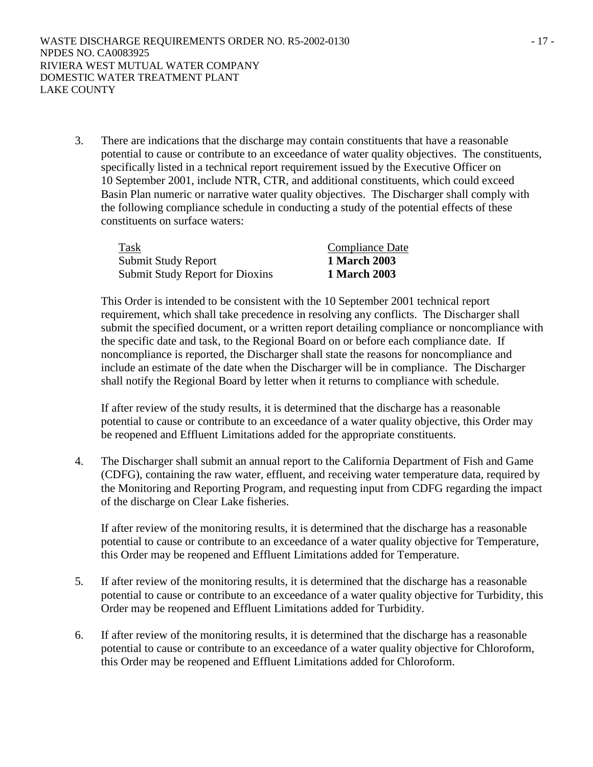3. There are indications that the discharge may contain constituents that have a reasonable potential to cause or contribute to an exceedance of water quality objectives. The constituents, specifically listed in a technical report requirement issued by the Executive Officer on 10 September 2001, include NTR, CTR, and additional constituents, which could exceed Basin Plan numeric or narrative water quality objectives. The Discharger shall comply with the following compliance schedule in conducting a study of the potential effects of these constituents on surface waters:

| Task | Compliance Date |
| --- | --- |
| Submit Study Report | **1 March 2003** |
| Submit Study Report for Dioxins | **1 March 2003** |

   This Order is intended to be consistent with the 10 September 2001 technical report requirement, which shall take precedence in resolving any conflicts. The Discharger shall submit the specified document, or a written report detailing compliance or noncompliance with the specific date and task, to the Regional Board on or before each compliance date. If noncompliance is reported, the Discharger shall state the reasons for noncompliance and include an estimate of the date when the Discharger will be in compliance. The Discharger shall notify the Regional Board by letter when it returns to compliance with schedule.

   If after review of the study results, it is determined that the discharge has a reasonable potential to cause or contribute to an exceedance of a water quality objective, this Order may be reopened and Effluent Limitations added for the appropriate constituents.

4. The Discharger shall submit an annual report to the California Department of Fish and Game (CDFG), containing the raw water, effluent, and receiving water temperature data, required by the Monitoring and Reporting Program, and requesting input from CDFG regarding the impact of the discharge on Clear Lake fisheries.

   If after review of the monitoring results, it is determined that the discharge has a reasonable potential to cause or contribute to an exceedance of a water quality objective for Temperature, this Order may be reopened and Effluent Limitations added for Temperature.

5. If after review of the monitoring results, it is determined that the discharge has a reasonable potential to cause or contribute to an exceedance of a water quality objective for Turbidity, this Order may be reopened and Effluent Limitations added for Turbidity.

6. If after review of the monitoring results, it is determined that the discharge has a reasonable potential to cause or contribute to an exceedance of a water quality objective for Chloroform, this Order may be reopened and Effluent Limitations added for Chloroform.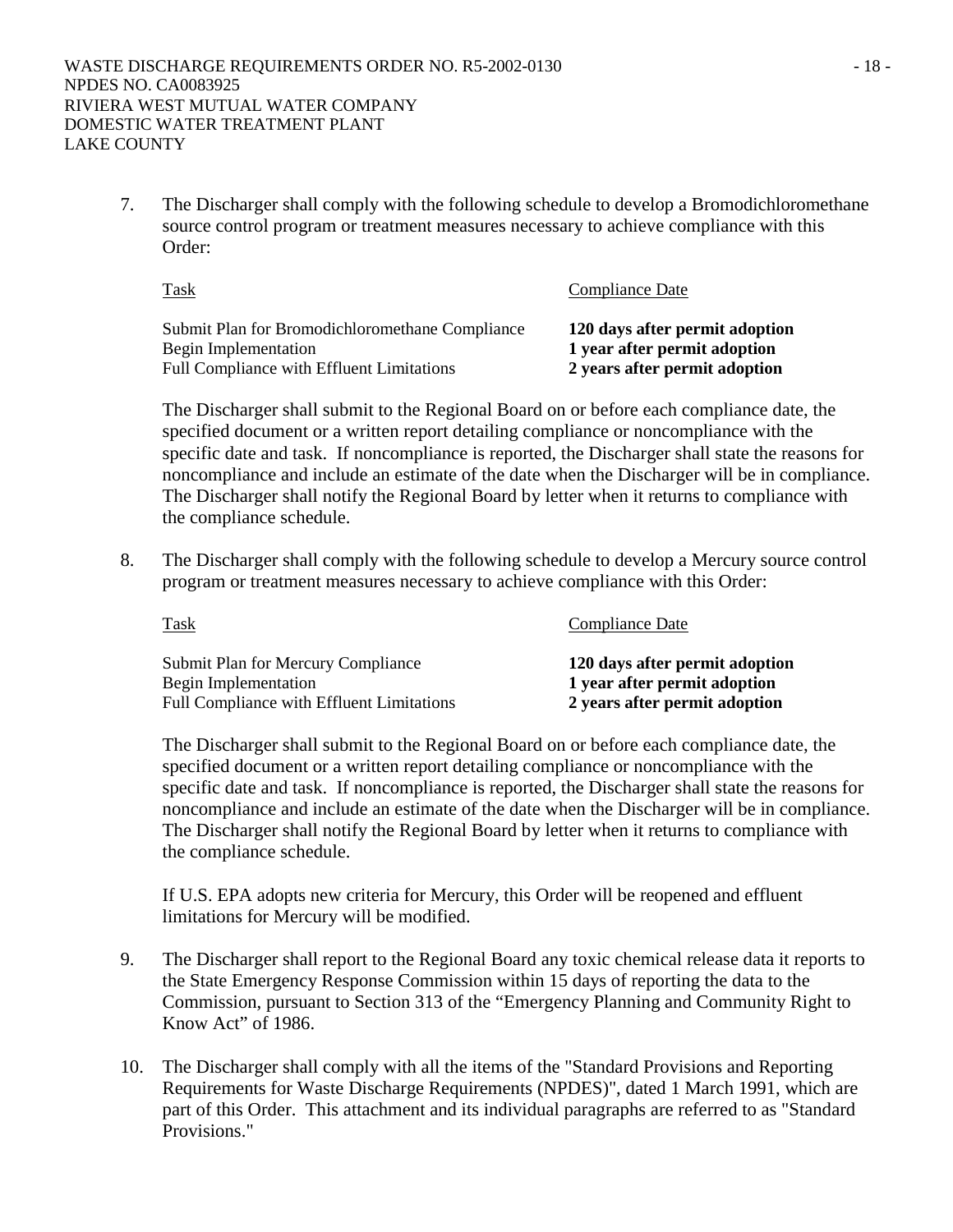7. The Discharger shall comply with the following schedule to develop a Bromodichloromethane source control program or treatment measures necessary to achieve compliance with this Order:

| Task | Compliance Date |
|---|---|
| Submit Plan for Bromodichloromethane Compliance | **120 days after permit adoption** |
| Begin Implementation | **1 year after permit adoption** |
| Full Compliance with Effluent Limitations | **2 years after permit adoption** |

   The Discharger shall submit to the Regional Board on or before each compliance date, the specified document or a written report detailing compliance or noncompliance with the specific date and task. If noncompliance is reported, the Discharger shall state the reasons for noncompliance and include an estimate of the date when the Discharger will be in compliance. The Discharger shall notify the Regional Board by letter when it returns to compliance with the compliance schedule.

8. The Discharger shall comply with the following schedule to develop a Mercury source control program or treatment measures necessary to achieve compliance with this Order:

| Task | Compliance Date |
|---|---|
| Submit Plan for Mercury Compliance | **120 days after permit adoption** |
| Begin Implementation | **1 year after permit adoption** |
| Full Compliance with Effluent Limitations | **2 years after permit adoption** |

   The Discharger shall submit to the Regional Board on or before each compliance date, the specified document or a written report detailing compliance or noncompliance with the specific date and task. If noncompliance is reported, the Discharger shall state the reasons for noncompliance and include an estimate of the date when the Discharger will be in compliance. The Discharger shall notify the Regional Board by letter when it returns to compliance with the compliance schedule.

   If U.S. EPA adopts new criteria for Mercury, this Order will be reopened and effluent limitations for Mercury will be modified.

9. The Discharger shall report to the Regional Board any toxic chemical release data it reports to the State Emergency Response Commission within 15 days of reporting the data to the Commission, pursuant to Section 313 of the "Emergency Planning and Community Right to Know Act" of 1986.

10. The Discharger shall comply with all the items of the "Standard Provisions and Reporting Requirements for Waste Discharge Requirements (NPDES)", dated 1 March 1991, which are part of this Order. This attachment and its individual paragraphs are referred to as "Standard Provisions."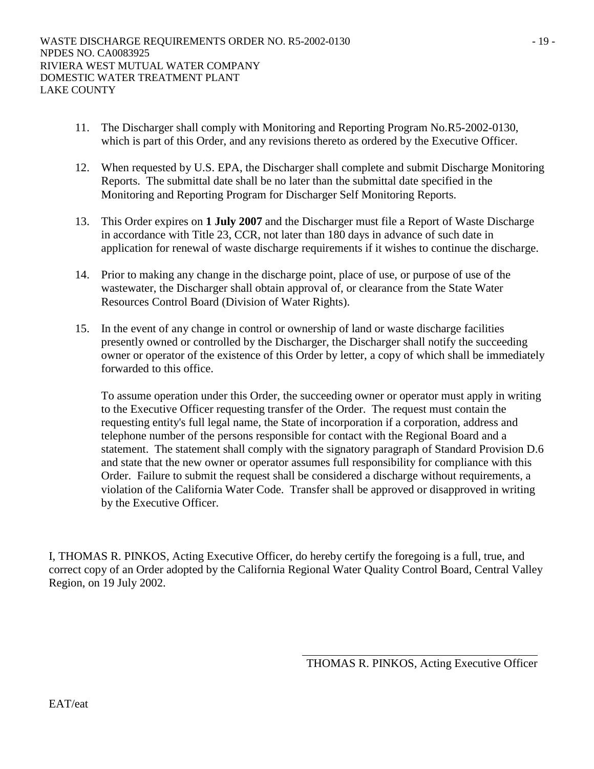11. The Discharger shall comply with Monitoring and Reporting Program No.R5-2002-0130, which is part of this Order, and any revisions thereto as ordered by the Executive Officer.

12. When requested by U.S. EPA, the Discharger shall complete and submit Discharge Monitoring Reports. The submittal date shall be no later than the submittal date specified in the Monitoring and Reporting Program for Discharger Self Monitoring Reports.

13. This Order expires on **1 July 2007** and the Discharger must file a Report of Waste Discharge in accordance with Title 23, CCR, not later than 180 days in advance of such date in application for renewal of waste discharge requirements if it wishes to continue the discharge.

14. Prior to making any change in the discharge point, place of use, or purpose of use of the wastewater, the Discharger shall obtain approval of, or clearance from the State Water Resources Control Board (Division of Water Rights).

15. In the event of any change in control or ownership of land or waste discharge facilities presently owned or controlled by the Discharger, the Discharger shall notify the succeeding owner or operator of the existence of this Order by letter, a copy of which shall be immediately forwarded to this office.

    To assume operation under this Order, the succeeding owner or operator must apply in writing to the Executive Officer requesting transfer of the Order. The request must contain the requesting entity's full legal name, the State of incorporation if a corporation, address and telephone number of the persons responsible for contact with the Regional Board and a statement. The statement shall comply with the signatory paragraph of Standard Provision D.6 and state that the new owner or operator assumes full responsibility for compliance with this Order. Failure to submit the request shall be considered a discharge without requirements, a violation of the California Water Code. Transfer shall be approved or disapproved in writing by the Executive Officer.

I, THOMAS R. PINKOS, Acting Executive Officer, do hereby certify the foregoing is a full, true, and correct copy of an Order adopted by the California Regional Water Quality Control Board, Central Valley Region, on 19 July 2002.

THOMAS R. PINKOS, Acting Executive Officer

EAT/eat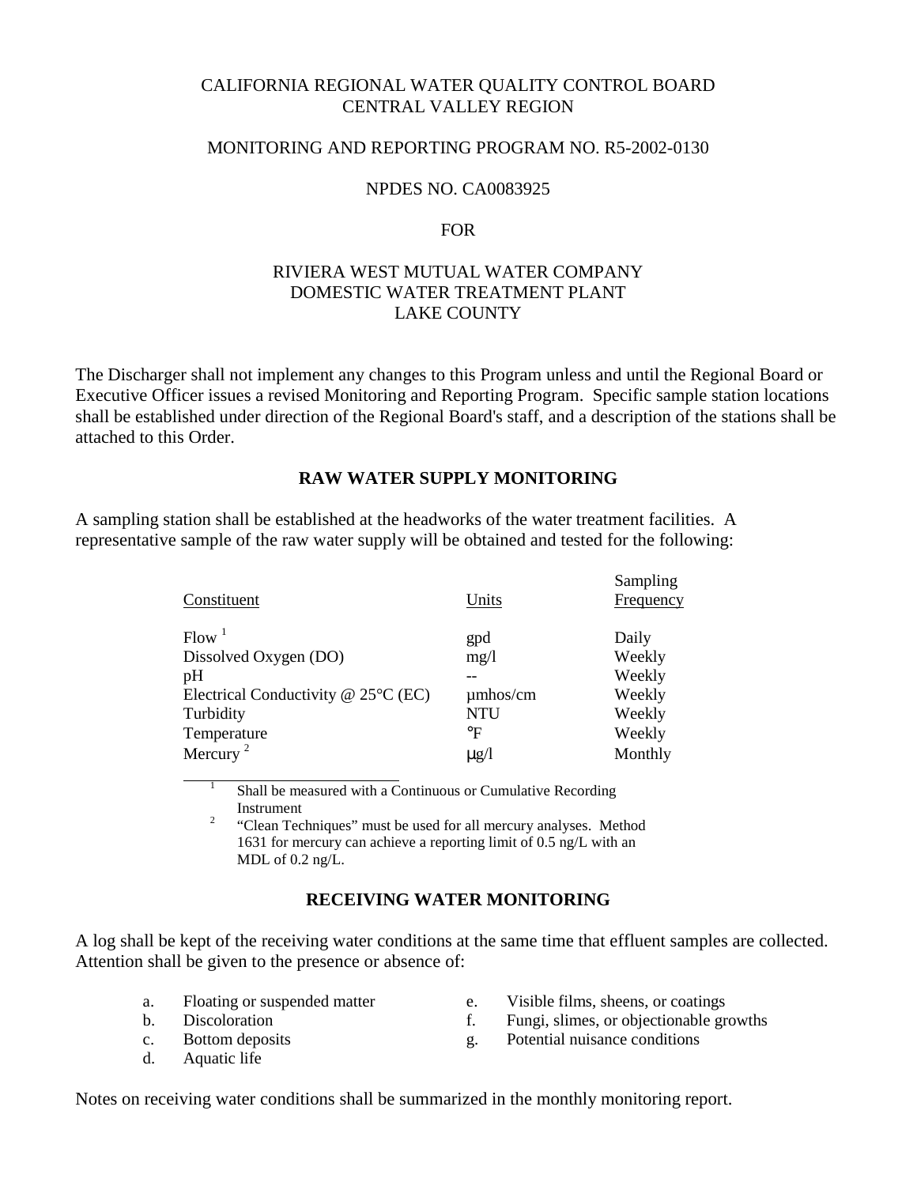CALIFORNIA REGIONAL WATER QUALITY CONTROL BOARD
CENTRAL VALLEY REGION

MONITORING AND REPORTING PROGRAM NO. R5-2002-0130

NPDES NO. CA0083925

FOR

RIVIERA WEST MUTUAL WATER COMPANY
DOMESTIC WATER TREATMENT PLANT
LAKE COUNTY

The Discharger shall not implement any changes to this Program unless and until the Regional Board or Executive Officer issues a revised Monitoring and Reporting Program. Specific sample station locations shall be established under direction of the Regional Board's staff, and a description of the stations shall be attached to this Order.

## RAW WATER SUPPLY MONITORING

A sampling station shall be established at the headworks of the water treatment facilities. A representative sample of the raw water supply will be obtained and tested for the following:

| Constituent | Units | Sampling Frequency |
|---|---|---|
| Flow [1] | gpd | Daily |
| Dissolved Oxygen (DO) | mg/l | Weekly |
| pH | -- | Weekly |
| Electrical Conductivity @ 25°C (EC) | µmhos/cm | Weekly |
| Turbidity | NTU | Weekly |
| Temperature | °F | Weekly |
| Mercury [2] | µg/l | Monthly |

[1] Shall be measured with a Continuous or Cumulative Recording Instrument

[2] "Clean Techniques" must be used for all mercury analyses. Method 1631 for mercury can achieve a reporting limit of 0.5 ng/L with an MDL of 0.2 ng/L.

## RECEIVING WATER MONITORING

A log shall be kept of the receiving water conditions at the same time that effluent samples are collected. Attention shall be given to the presence or absence of:

a. Floating or suspended matter
b. Discoloration
c. Bottom deposits
d. Aquatic life
e. Visible films, sheens, or coatings
f. Fungi, slimes, or objectionable growths
g. Potential nuisance conditions

Notes on receiving water conditions shall be summarized in the monthly monitoring report.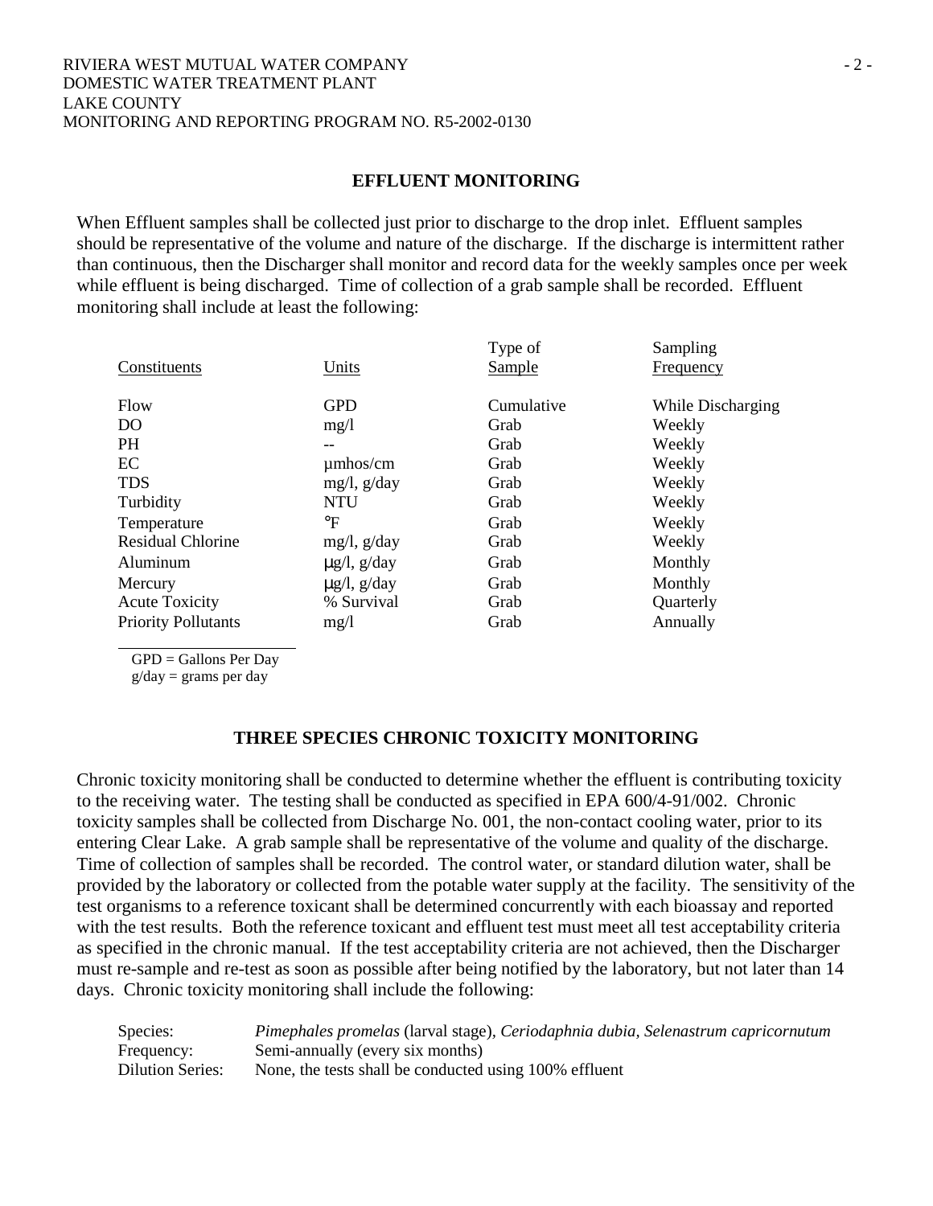## EFFLUENT MONITORING

When Effluent samples shall be collected just prior to discharge to the drop inlet. Effluent samples should be representative of the volume and nature of the discharge. If the discharge is intermittent rather than continuous, then the Discharger shall monitor and record data for the weekly samples once per week while effluent is being discharged. Time of collection of a grab sample shall be recorded. Effluent monitoring shall include at least the following:

| Constituents | Units | Type of Sample | Sampling Frequency |
|---|---|---|---|
| Flow | GPD | Cumulative | While Discharging |
| DO | mg/l | Grab | Weekly |
| PH | -- | Grab | Weekly |
| EC | µmhos/cm | Grab | Weekly |
| TDS | mg/l, g/day | Grab | Weekly |
| Turbidity | NTU | Grab | Weekly |
| Temperature | °F | Grab | Weekly |
| Residual Chlorine | mg/l, g/day | Grab | Weekly |
| Aluminum | µg/l, g/day | Grab | Monthly |
| Mercury | µg/l, g/day | Grab | Monthly |
| Acute Toxicity | % Survival | Grab | Quarterly |
| Priority Pollutants | mg/l | Grab | Annually |

GPD = Gallons Per Day
g/day = grams per day

## THREE SPECIES CHRONIC TOXICITY MONITORING

Chronic toxicity monitoring shall be conducted to determine whether the effluent is contributing toxicity to the receiving water. The testing shall be conducted as specified in EPA 600/4-91/002. Chronic toxicity samples shall be collected from Discharge No. 001, the non-contact cooling water, prior to its entering Clear Lake. A grab sample shall be representative of the volume and quality of the discharge. Time of collection of samples shall be recorded. The control water, or standard dilution water, shall be provided by the laboratory or collected from the potable water supply at the facility. The sensitivity of the test organisms to a reference toxicant shall be determined concurrently with each bioassay and reported with the test results. Both the reference toxicant and effluent test must meet all test acceptability criteria as specified in the chronic manual. If the test acceptability criteria are not achieved, then the Discharger must re-sample and re-test as soon as possible after being notified by the laboratory, but not later than 14 days. Chronic toxicity monitoring shall include the following:

Species: *Pimephales promelas* (larval stage), *Ceriodaphnia dubia*, *Selenastrum capricornutum*
Frequency: Semi-annually (every six months)
Dilution Series: None, the tests shall be conducted using 100% effluent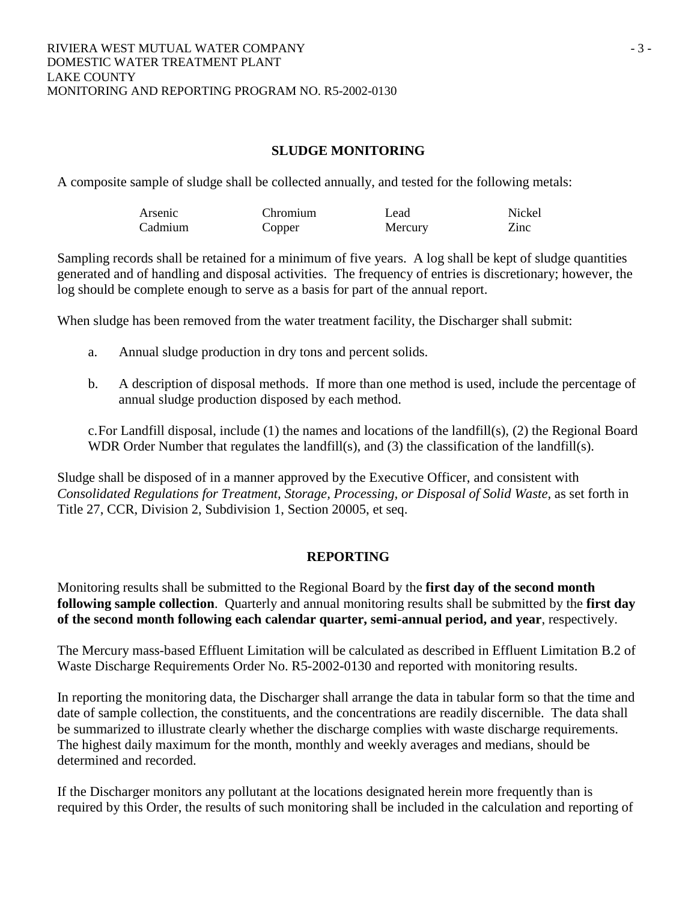## SLUDGE MONITORING

A composite sample of sludge shall be collected annually, and tested for the following metals:

| | | | |
|---|---|---|---|
| Arsenic | Chromium | Lead | Nickel |
| Cadmium | Copper | Mercury | Zinc |

Sampling records shall be retained for a minimum of five years. A log shall be kept of sludge quantities generated and of handling and disposal activities. The frequency of entries is discretionary; however, the log should be complete enough to serve as a basis for part of the annual report.

When sludge has been removed from the water treatment facility, the Discharger shall submit:

a. Annual sludge production in dry tons and percent solids.

b. A description of disposal methods. If more than one method is used, include the percentage of annual sludge production disposed by each method.

c. For Landfill disposal, include (1) the names and locations of the landfill(s), (2) the Regional Board WDR Order Number that regulates the landfill(s), and (3) the classification of the landfill(s).

Sludge shall be disposed of in a manner approved by the Executive Officer, and consistent with *Consolidated Regulations for Treatment, Storage, Processing, or Disposal of Solid Waste*, as set forth in Title 27, CCR, Division 2, Subdivision 1, Section 20005, et seq.

## REPORTING

Monitoring results shall be submitted to the Regional Board by the **first day of the second month following sample collection**. Quarterly and annual monitoring results shall be submitted by the **first day of the second month following each calendar quarter, semi-annual period, and year**, respectively.

The Mercury mass-based Effluent Limitation will be calculated as described in Effluent Limitation B.2 of Waste Discharge Requirements Order No. R5-2002-0130 and reported with monitoring results.

In reporting the monitoring data, the Discharger shall arrange the data in tabular form so that the time and date of sample collection, the constituents, and the concentrations are readily discernible. The data shall be summarized to illustrate clearly whether the discharge complies with waste discharge requirements. The highest daily maximum for the month, monthly and weekly averages and medians, should be determined and recorded.

If the Discharger monitors any pollutant at the locations designated herein more frequently than is required by this Order, the results of such monitoring shall be included in the calculation and reporting of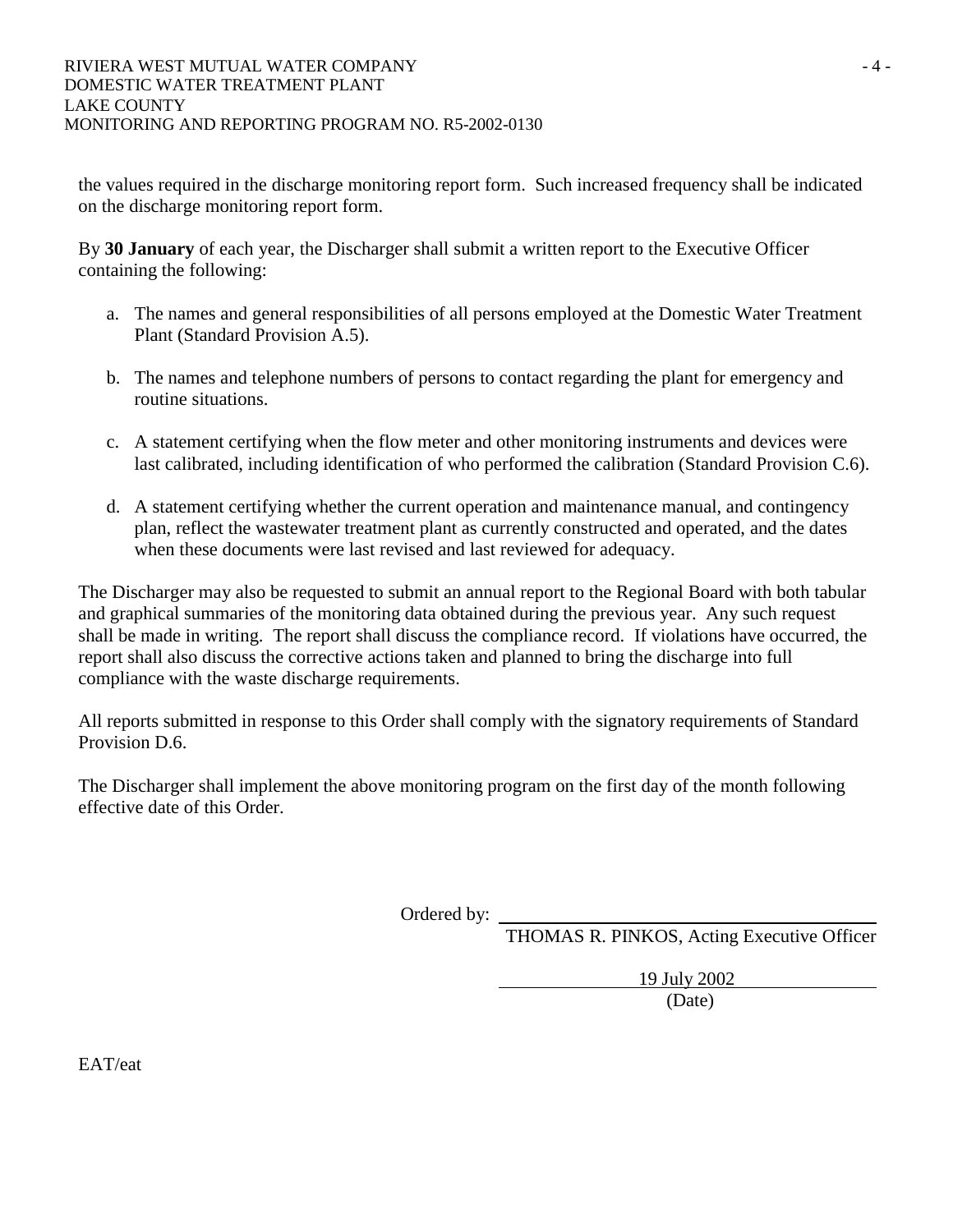the values required in the discharge monitoring report form. Such increased frequency shall be indicated on the discharge monitoring report form.

By **30 January** of each year, the Discharger shall submit a written report to the Executive Officer containing the following:

a. The names and general responsibilities of all persons employed at the Domestic Water Treatment Plant (Standard Provision A.5).

b. The names and telephone numbers of persons to contact regarding the plant for emergency and routine situations.

c. A statement certifying when the flow meter and other monitoring instruments and devices were last calibrated, including identification of who performed the calibration (Standard Provision C.6).

d. A statement certifying whether the current operation and maintenance manual, and contingency plan, reflect the wastewater treatment plant as currently constructed and operated, and the dates when these documents were last revised and last reviewed for adequacy.

The Discharger may also be requested to submit an annual report to the Regional Board with both tabular and graphical summaries of the monitoring data obtained during the previous year. Any such request shall be made in writing. The report shall discuss the compliance record. If violations have occurred, the report shall also discuss the corrective actions taken and planned to bring the discharge into full compliance with the waste discharge requirements.

All reports submitted in response to this Order shall comply with the signatory requirements of Standard Provision D.6.

The Discharger shall implement the above monitoring program on the first day of the month following effective date of this Order.

Ordered by: \_\_\_\_\_\_\_\_\_\_\_\_\_\_\_\_\_\_\_\_\_\_\_\_\_\_\_\_\_\_\_\_
THOMAS R. PINKOS, Acting Executive Officer

19 July 2002
(Date)

EAT/eat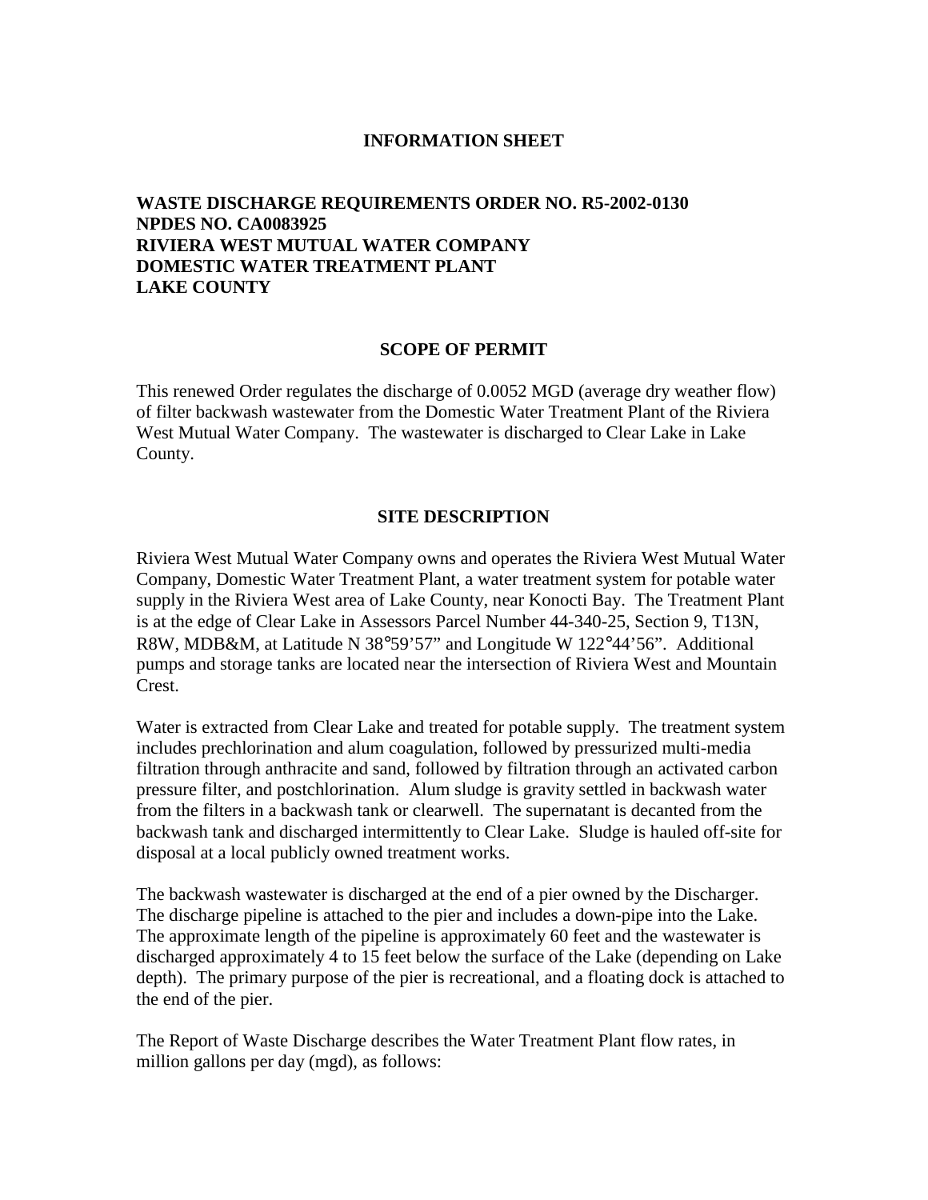**INFORMATION SHEET**

**WASTE DISCHARGE REQUIREMENTS ORDER NO. R5-2002-0130**
**NPDES NO. CA0083925**
**RIVIERA WEST MUTUAL WATER COMPANY**
**DOMESTIC WATER TREATMENT PLANT**
**LAKE COUNTY**

## SCOPE OF PERMIT

This renewed Order regulates the discharge of 0.0052 MGD (average dry weather flow) of filter backwash wastewater from the Domestic Water Treatment Plant of the Riviera West Mutual Water Company. The wastewater is discharged to Clear Lake in Lake County.

## SITE DESCRIPTION

Riviera West Mutual Water Company owns and operates the Riviera West Mutual Water Company, Domestic Water Treatment Plant, a water treatment system for potable water supply in the Riviera West area of Lake County, near Konocti Bay. The Treatment Plant is at the edge of Clear Lake in Assessors Parcel Number 44-340-25, Section 9, T13N, R8W, MDB&M, at Latitude N 38°59'57" and Longitude W 122°44'56". Additional pumps and storage tanks are located near the intersection of Riviera West and Mountain Crest.

Water is extracted from Clear Lake and treated for potable supply. The treatment system includes prechlorination and alum coagulation, followed by pressurized multi-media filtration through anthracite and sand, followed by filtration through an activated carbon pressure filter, and postchlorination. Alum sludge is gravity settled in backwash water from the filters in a backwash tank or clearwell. The supernatant is decanted from the backwash tank and discharged intermittently to Clear Lake. Sludge is hauled off-site for disposal at a local publicly owned treatment works.

The backwash wastewater is discharged at the end of a pier owned by the Discharger. The discharge pipeline is attached to the pier and includes a down-pipe into the Lake. The approximate length of the pipeline is approximately 60 feet and the wastewater is discharged approximately 4 to 15 feet below the surface of the Lake (depending on Lake depth). The primary purpose of the pier is recreational, and a floating dock is attached to the end of the pier.

The Report of Waste Discharge describes the Water Treatment Plant flow rates, in million gallons per day (mgd), as follows: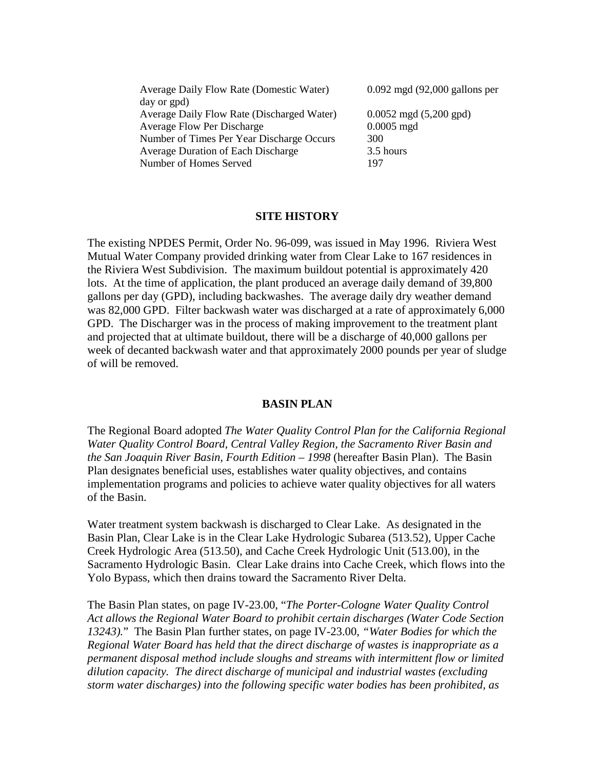| | |
|---|---|
| Average Daily Flow Rate (Domestic Water) | 0.092 mgd (92,000 gallons per day or gpd) |
| Average Daily Flow Rate (Discharged Water) | 0.0052 mgd (5,200 gpd) |
| Average Flow Per Discharge | 0.0005 mgd |
| Number of Times Per Year Discharge Occurs | 300 |
| Average Duration of Each Discharge | 3.5 hours |
| Number of Homes Served | 197 |

## SITE HISTORY

The existing NPDES Permit, Order No. 96-099, was issued in May 1996. Riviera West Mutual Water Company provided drinking water from Clear Lake to 167 residences in the Riviera West Subdivision. The maximum buildout potential is approximately 420 lots. At the time of application, the plant produced an average daily demand of 39,800 gallons per day (GPD), including backwashes. The average daily dry weather demand was 82,000 GPD. Filter backwash water was discharged at a rate of approximately 6,000 GPD. The Discharger was in the process of making improvement to the treatment plant and projected that at ultimate buildout, there will be a discharge of 40,000 gallons per week of decanted backwash water and that approximately 2000 pounds per year of sludge of will be removed.

## BASIN PLAN

The Regional Board adopted *The Water Quality Control Plan for the California Regional Water Quality Control Board, Central Valley Region, the Sacramento River Basin and the San Joaquin River Basin, Fourth Edition – 1998* (hereafter Basin Plan). The Basin Plan designates beneficial uses, establishes water quality objectives, and contains implementation programs and policies to achieve water quality objectives for all waters of the Basin.

Water treatment system backwash is discharged to Clear Lake. As designated in the Basin Plan, Clear Lake is in the Clear Lake Hydrologic Subarea (513.52), Upper Cache Creek Hydrologic Area (513.50), and Cache Creek Hydrologic Unit (513.00), in the Sacramento Hydrologic Basin. Clear Lake drains into Cache Creek, which flows into the Yolo Bypass, which then drains toward the Sacramento River Delta.

The Basin Plan states, on page IV-23.00, "*The Porter-Cologne Water Quality Control Act allows the Regional Water Board to prohibit certain discharges (Water Code Section 13243).*" The Basin Plan further states, on page IV-23.00, *"Water Bodies for which the Regional Water Board has held that the direct discharge of wastes is inappropriate as a permanent disposal method include sloughs and streams with intermittent flow or limited dilution capacity. The direct discharge of municipal and industrial wastes (excluding storm water discharges) into the following specific water bodies has been prohibited, as*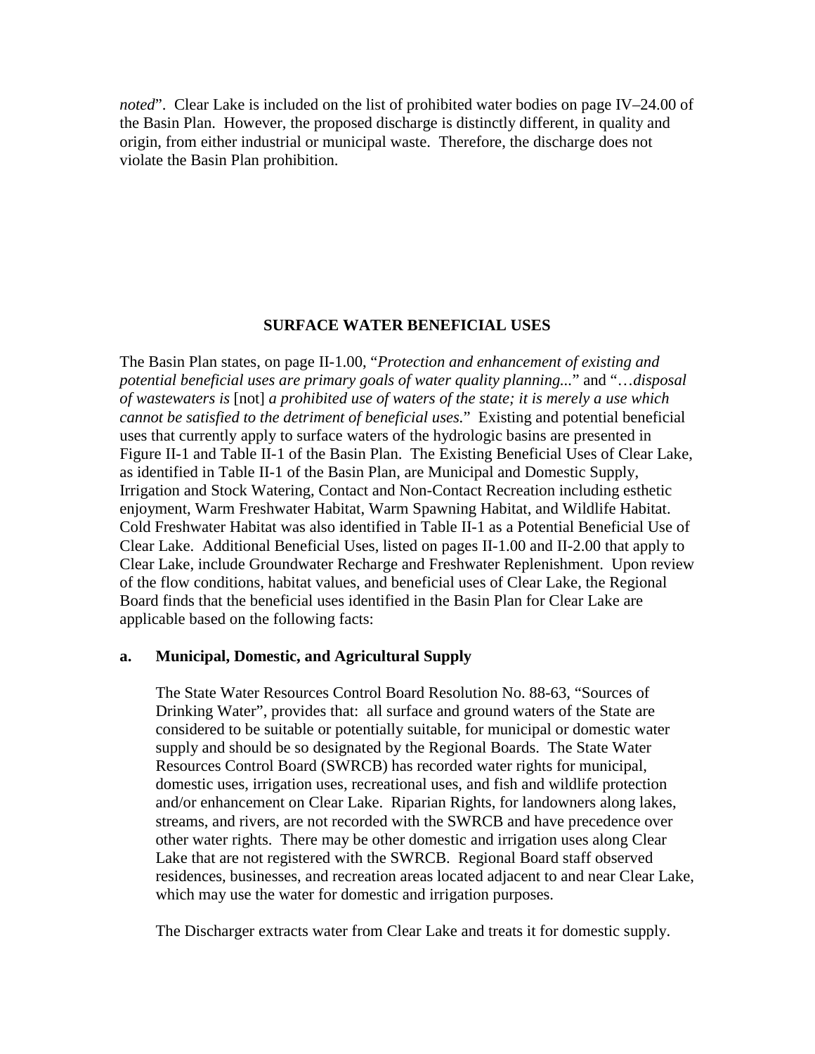*noted*". Clear Lake is included on the list of prohibited water bodies on page IV–24.00 of the Basin Plan. However, the proposed discharge is distinctly different, in quality and origin, from either industrial or municipal waste. Therefore, the discharge does not violate the Basin Plan prohibition.

## SURFACE WATER BENEFICIAL USES

The Basin Plan states, on page II-1.00, "*Protection and enhancement of existing and potential beneficial uses are primary goals of water quality planning...*" and "*…disposal of wastewaters is* [not] *a prohibited use of waters of the state; it is merely a use which cannot be satisfied to the detriment of beneficial uses.*" Existing and potential beneficial uses that currently apply to surface waters of the hydrologic basins are presented in Figure II-1 and Table II-1 of the Basin Plan. The Existing Beneficial Uses of Clear Lake, as identified in Table II-1 of the Basin Plan, are Municipal and Domestic Supply, Irrigation and Stock Watering, Contact and Non-Contact Recreation including esthetic enjoyment, Warm Freshwater Habitat, Warm Spawning Habitat, and Wildlife Habitat. Cold Freshwater Habitat was also identified in Table II-1 as a Potential Beneficial Use of Clear Lake. Additional Beneficial Uses, listed on pages II-1.00 and II-2.00 that apply to Clear Lake, include Groundwater Recharge and Freshwater Replenishment. Upon review of the flow conditions, habitat values, and beneficial uses of Clear Lake, the Regional Board finds that the beneficial uses identified in the Basin Plan for Clear Lake are applicable based on the following facts:

**a. Municipal, Domestic, and Agricultural Supply**

The State Water Resources Control Board Resolution No. 88-63, "Sources of Drinking Water", provides that: all surface and ground waters of the State are considered to be suitable or potentially suitable, for municipal or domestic water supply and should be so designated by the Regional Boards. The State Water Resources Control Board (SWRCB) has recorded water rights for municipal, domestic uses, irrigation uses, recreational uses, and fish and wildlife protection and/or enhancement on Clear Lake. Riparian Rights, for landowners along lakes, streams, and rivers, are not recorded with the SWRCB and have precedence over other water rights. There may be other domestic and irrigation uses along Clear Lake that are not registered with the SWRCB. Regional Board staff observed residences, businesses, and recreation areas located adjacent to and near Clear Lake, which may use the water for domestic and irrigation purposes.

The Discharger extracts water from Clear Lake and treats it for domestic supply.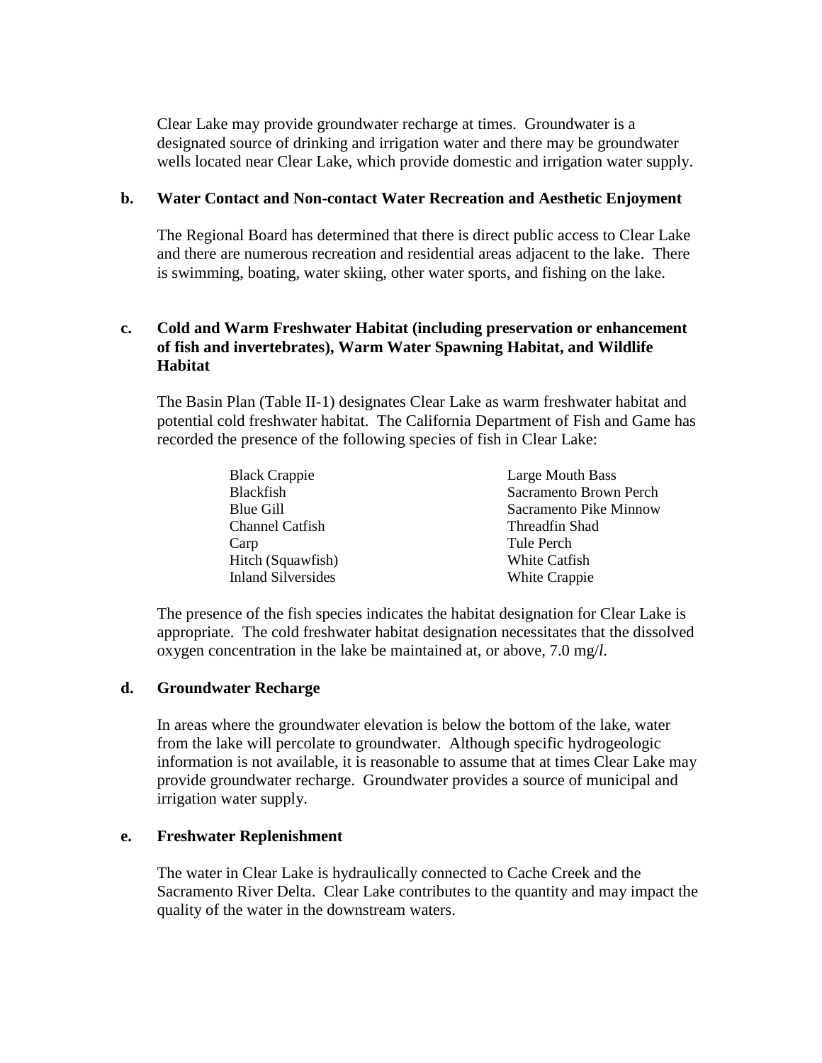Clear Lake may provide groundwater recharge at times. Groundwater is a designated source of drinking and irrigation water and there may be groundwater wells located near Clear Lake, which provide domestic and irrigation water supply.

**b. Water Contact and Non-contact Water Recreation and Aesthetic Enjoyment**

The Regional Board has determined that there is direct public access to Clear Lake and there are numerous recreation and residential areas adjacent to the lake. There is swimming, boating, water skiing, other water sports, and fishing on the lake.

**c. Cold and Warm Freshwater Habitat (including preservation or enhancement of fish and invertebrates), Warm Water Spawning Habitat, and Wildlife Habitat**

The Basin Plan (Table II-1) designates Clear Lake as warm freshwater habitat and potential cold freshwater habitat. The California Department of Fish and Game has recorded the presence of the following species of fish in Clear Lake:

- Black Crappie
- Blackfish
- Blue Gill
- Channel Catfish
- Carp
- Hitch (Squawfish)
- Inland Silversides
- Large Mouth Bass
- Sacramento Brown Perch
- Sacramento Pike Minnow
- Threadfin Shad
- Tule Perch
- White Catfish
- White Crappie

The presence of the fish species indicates the habitat designation for Clear Lake is appropriate. The cold freshwater habitat designation necessitates that the dissolved oxygen concentration in the lake be maintained at, or above, 7.0 mg/*l*.

**d. Groundwater Recharge**

In areas where the groundwater elevation is below the bottom of the lake, water from the lake will percolate to groundwater. Although specific hydrogeologic information is not available, it is reasonable to assume that at times Clear Lake may provide groundwater recharge. Groundwater provides a source of municipal and irrigation water supply.

**e. Freshwater Replenishment**

The water in Clear Lake is hydraulically connected to Cache Creek and the Sacramento River Delta. Clear Lake contributes to the quantity and may impact the quality of the water in the downstream waters.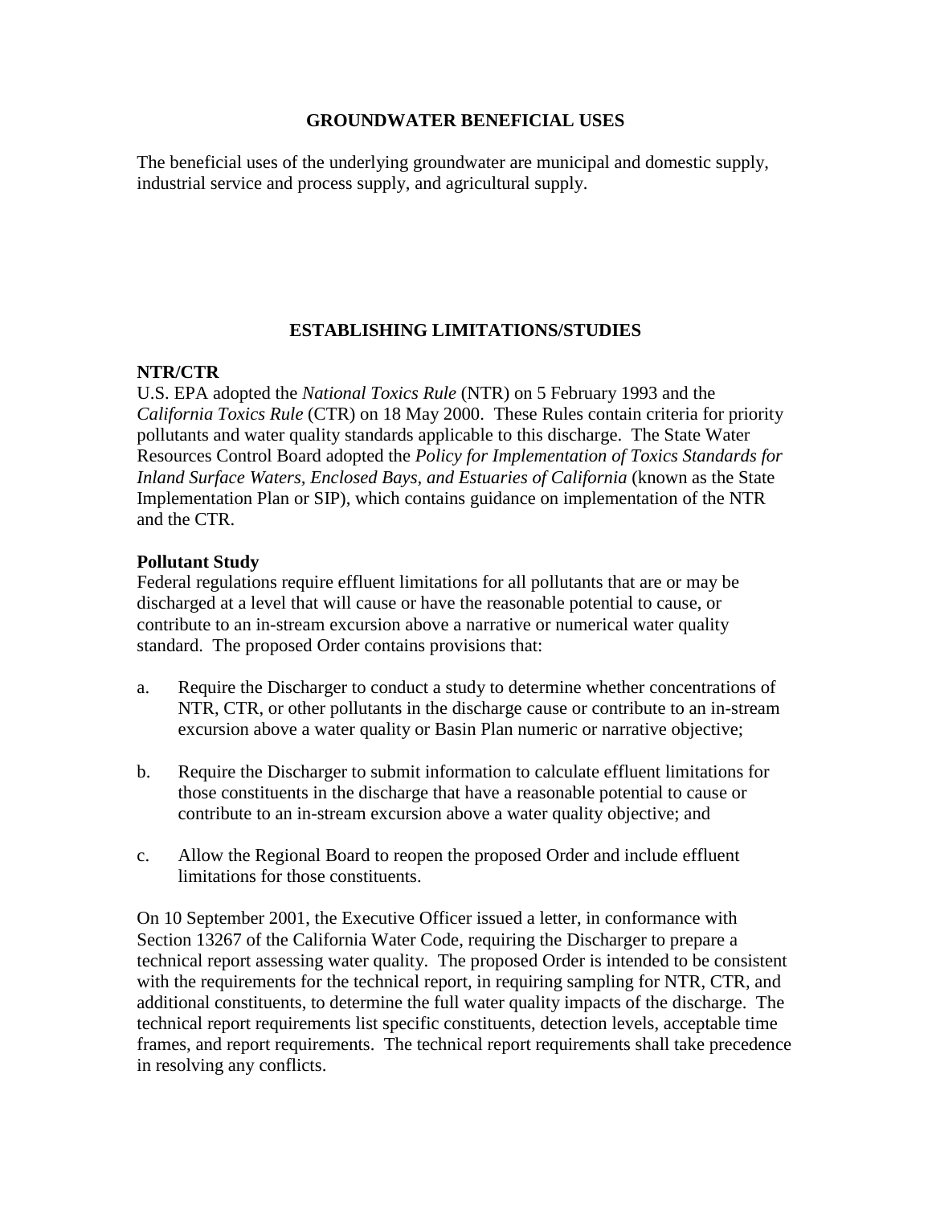## GROUNDWATER BENEFICIAL USES

The beneficial uses of the underlying groundwater are municipal and domestic supply, industrial service and process supply, and agricultural supply.

## ESTABLISHING LIMITATIONS/STUDIES

**NTR/CTR**

U.S. EPA adopted the *National Toxics Rule* (NTR) on 5 February 1993 and the *California Toxics Rule* (CTR) on 18 May 2000. These Rules contain criteria for priority pollutants and water quality standards applicable to this discharge. The State Water Resources Control Board adopted the *Policy for Implementation of Toxics Standards for Inland Surface Waters, Enclosed Bays, and Estuaries of California* (known as the State Implementation Plan or SIP), which contains guidance on implementation of the NTR and the CTR.

**Pollutant Study**

Federal regulations require effluent limitations for all pollutants that are or may be discharged at a level that will cause or have the reasonable potential to cause, or contribute to an in-stream excursion above a narrative or numerical water quality standard. The proposed Order contains provisions that:

a. Require the Discharger to conduct a study to determine whether concentrations of NTR, CTR, or other pollutants in the discharge cause or contribute to an in-stream excursion above a water quality or Basin Plan numeric or narrative objective;

b. Require the Discharger to submit information to calculate effluent limitations for those constituents in the discharge that have a reasonable potential to cause or contribute to an in-stream excursion above a water quality objective; and

c. Allow the Regional Board to reopen the proposed Order and include effluent limitations for those constituents.

On 10 September 2001, the Executive Officer issued a letter, in conformance with Section 13267 of the California Water Code, requiring the Discharger to prepare a technical report assessing water quality. The proposed Order is intended to be consistent with the requirements for the technical report, in requiring sampling for NTR, CTR, and additional constituents, to determine the full water quality impacts of the discharge. The technical report requirements list specific constituents, detection levels, acceptable time frames, and report requirements. The technical report requirements shall take precedence in resolving any conflicts.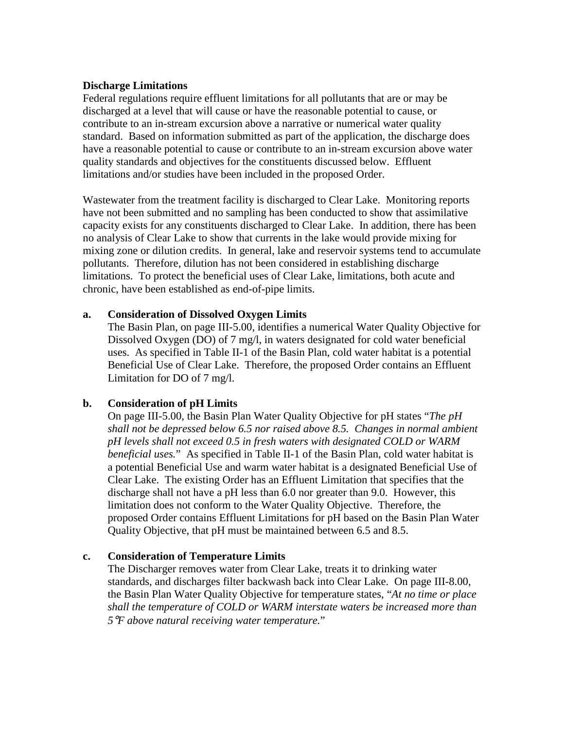**Discharge Limitations**

Federal regulations require effluent limitations for all pollutants that are or may be discharged at a level that will cause or have the reasonable potential to cause, or contribute to an in-stream excursion above a narrative or numerical water quality standard. Based on information submitted as part of the application, the discharge does have a reasonable potential to cause or contribute to an in-stream excursion above water quality standards and objectives for the constituents discussed below. Effluent limitations and/or studies have been included in the proposed Order.

Wastewater from the treatment facility is discharged to Clear Lake. Monitoring reports have not been submitted and no sampling has been conducted to show that assimilative capacity exists for any constituents discharged to Clear Lake. In addition, there has been no analysis of Clear Lake to show that currents in the lake would provide mixing for mixing zone or dilution credits. In general, lake and reservoir systems tend to accumulate pollutants. Therefore, dilution has not been considered in establishing discharge limitations. To protect the beneficial uses of Clear Lake, limitations, both acute and chronic, have been established as end-of-pipe limits.

**a. Consideration of Dissolved Oxygen Limits**

The Basin Plan, on page III-5.00, identifies a numerical Water Quality Objective for Dissolved Oxygen (DO) of 7 mg/l, in waters designated for cold water beneficial uses. As specified in Table II-1 of the Basin Plan, cold water habitat is a potential Beneficial Use of Clear Lake. Therefore, the proposed Order contains an Effluent Limitation for DO of 7 mg/l.

**b. Consideration of pH Limits**

On page III-5.00, the Basin Plan Water Quality Objective for pH states "*The pH shall not be depressed below 6.5 nor raised above 8.5. Changes in normal ambient pH levels shall not exceed 0.5 in fresh waters with designated COLD or WARM beneficial uses.*" As specified in Table II-1 of the Basin Plan, cold water habitat is a potential Beneficial Use and warm water habitat is a designated Beneficial Use of Clear Lake. The existing Order has an Effluent Limitation that specifies that the discharge shall not have a pH less than 6.0 nor greater than 9.0. However, this limitation does not conform to the Water Quality Objective. Therefore, the proposed Order contains Effluent Limitations for pH based on the Basin Plan Water Quality Objective, that pH must be maintained between 6.5 and 8.5.

**c. Consideration of Temperature Limits**

The Discharger removes water from Clear Lake, treats it to drinking water standards, and discharges filter backwash back into Clear Lake. On page III-8.00, the Basin Plan Water Quality Objective for temperature states, "*At no time or place shall the temperature of COLD or WARM interstate waters be increased more than 5°F above natural receiving water temperature.*"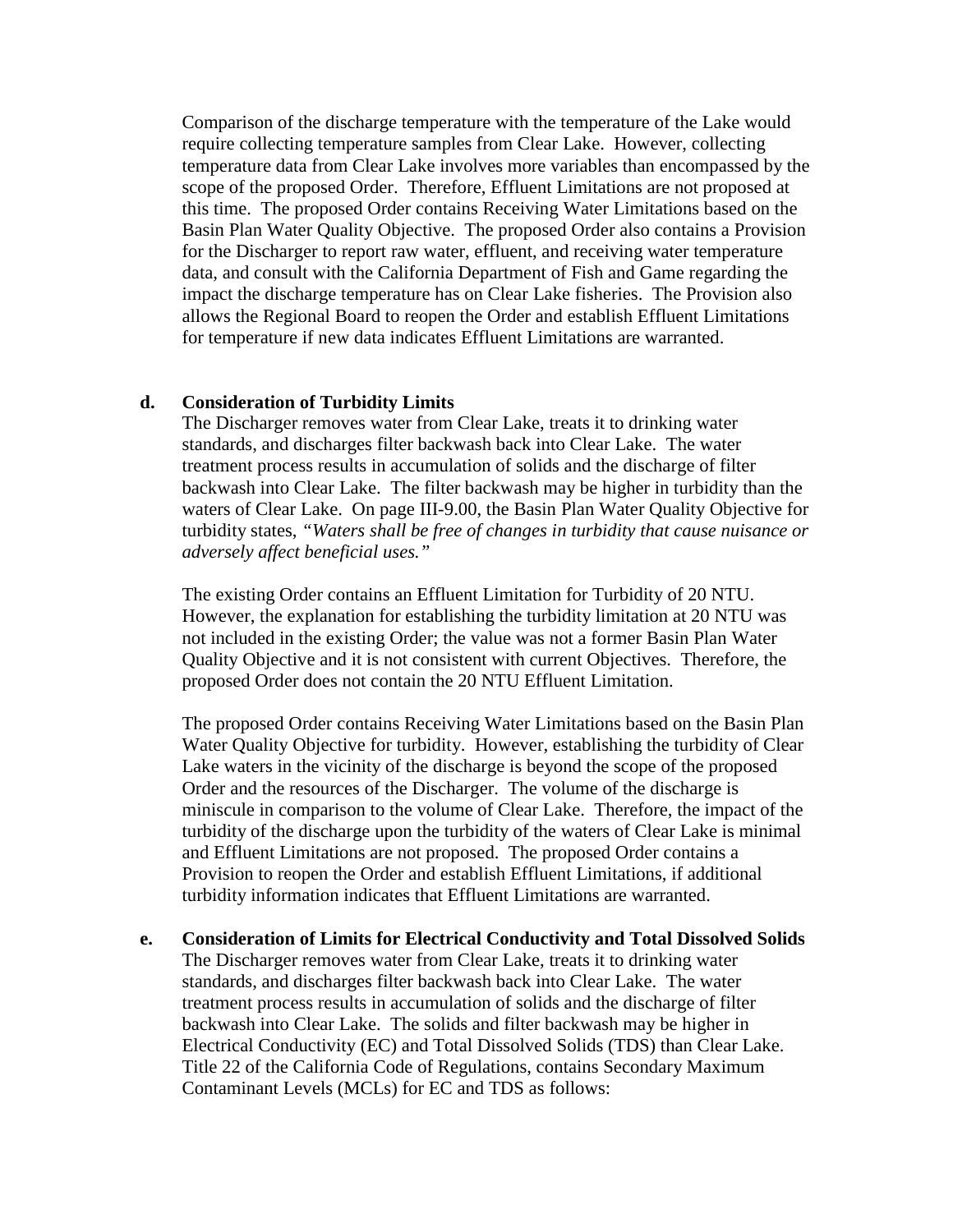Comparison of the discharge temperature with the temperature of the Lake would require collecting temperature samples from Clear Lake. However, collecting temperature data from Clear Lake involves more variables than encompassed by the scope of the proposed Order. Therefore, Effluent Limitations are not proposed at this time. The proposed Order contains Receiving Water Limitations based on the Basin Plan Water Quality Objective. The proposed Order also contains a Provision for the Discharger to report raw water, effluent, and receiving water temperature data, and consult with the California Department of Fish and Game regarding the impact the discharge temperature has on Clear Lake fisheries. The Provision also allows the Regional Board to reopen the Order and establish Effluent Limitations for temperature if new data indicates Effluent Limitations are warranted.

**d. Consideration of Turbidity Limits**

The Discharger removes water from Clear Lake, treats it to drinking water standards, and discharges filter backwash back into Clear Lake. The water treatment process results in accumulation of solids and the discharge of filter backwash into Clear Lake. The filter backwash may be higher in turbidity than the waters of Clear Lake. On page III-9.00, the Basin Plan Water Quality Objective for turbidity states, *"Waters shall be free of changes in turbidity that cause nuisance or adversely affect beneficial uses."*

The existing Order contains an Effluent Limitation for Turbidity of 20 NTU. However, the explanation for establishing the turbidity limitation at 20 NTU was not included in the existing Order; the value was not a former Basin Plan Water Quality Objective and it is not consistent with current Objectives. Therefore, the proposed Order does not contain the 20 NTU Effluent Limitation.

The proposed Order contains Receiving Water Limitations based on the Basin Plan Water Quality Objective for turbidity. However, establishing the turbidity of Clear Lake waters in the vicinity of the discharge is beyond the scope of the proposed Order and the resources of the Discharger. The volume of the discharge is miniscule in comparison to the volume of Clear Lake. Therefore, the impact of the turbidity of the discharge upon the turbidity of the waters of Clear Lake is minimal and Effluent Limitations are not proposed. The proposed Order contains a Provision to reopen the Order and establish Effluent Limitations, if additional turbidity information indicates that Effluent Limitations are warranted.

**e. Consideration of Limits for Electrical Conductivity and Total Dissolved Solids**

The Discharger removes water from Clear Lake, treats it to drinking water standards, and discharges filter backwash back into Clear Lake. The water treatment process results in accumulation of solids and the discharge of filter backwash into Clear Lake. The solids and filter backwash may be higher in Electrical Conductivity (EC) and Total Dissolved Solids (TDS) than Clear Lake. Title 22 of the California Code of Regulations, contains Secondary Maximum Contaminant Levels (MCLs) for EC and TDS as follows: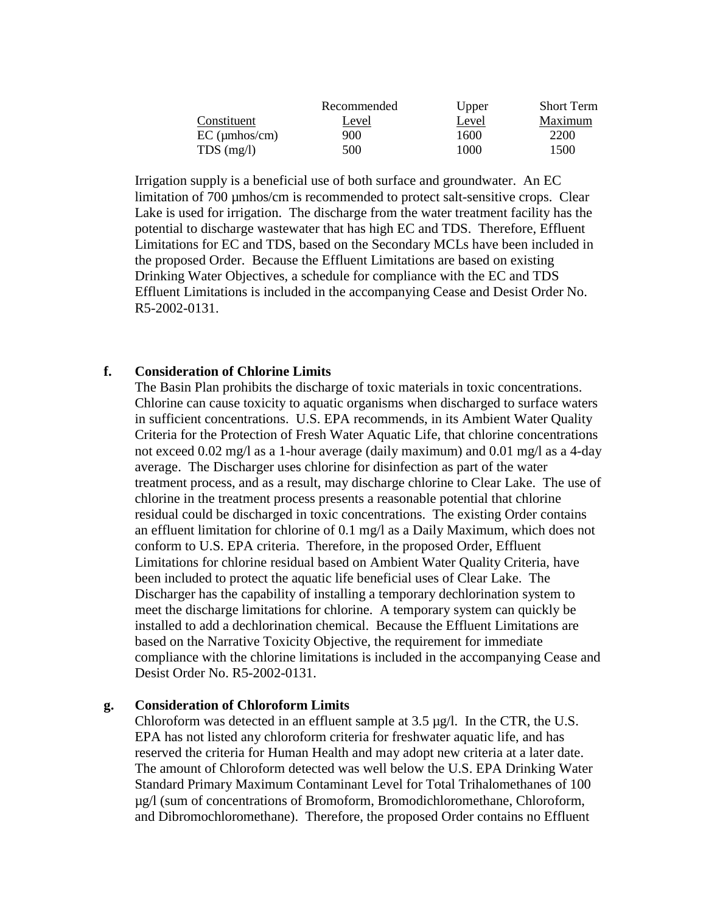| Constituent | Recommended Level | Upper Level | Short Term Maximum |
| --- | --- | --- | --- |
| EC (µmhos/cm) | 900 | 1600 | 2200 |
| TDS (mg/l) | 500 | 1000 | 1500 |

Irrigation supply is a beneficial use of both surface and groundwater. An EC limitation of 700 µmhos/cm is recommended to protect salt-sensitive crops. Clear Lake is used for irrigation. The discharge from the water treatment facility has the potential to discharge wastewater that has high EC and TDS. Therefore, Effluent Limitations for EC and TDS, based on the Secondary MCLs have been included in the proposed Order. Because the Effluent Limitations are based on existing Drinking Water Objectives, a schedule for compliance with the EC and TDS Effluent Limitations is included in the accompanying Cease and Desist Order No. R5-2002-0131.

**f. Consideration of Chlorine Limits**

The Basin Plan prohibits the discharge of toxic materials in toxic concentrations. Chlorine can cause toxicity to aquatic organisms when discharged to surface waters in sufficient concentrations. U.S. EPA recommends, in its Ambient Water Quality Criteria for the Protection of Fresh Water Aquatic Life, that chlorine concentrations not exceed 0.02 mg/l as a 1-hour average (daily maximum) and 0.01 mg/l as a 4-day average. The Discharger uses chlorine for disinfection as part of the water treatment process, and as a result, may discharge chlorine to Clear Lake. The use of chlorine in the treatment process presents a reasonable potential that chlorine residual could be discharged in toxic concentrations. The existing Order contains an effluent limitation for chlorine of 0.1 mg/l as a Daily Maximum, which does not conform to U.S. EPA criteria. Therefore, in the proposed Order, Effluent Limitations for chlorine residual based on Ambient Water Quality Criteria, have been included to protect the aquatic life beneficial uses of Clear Lake. The Discharger has the capability of installing a temporary dechlorination system to meet the discharge limitations for chlorine. A temporary system can quickly be installed to add a dechlorination chemical. Because the Effluent Limitations are based on the Narrative Toxicity Objective, the requirement for immediate compliance with the chlorine limitations is included in the accompanying Cease and Desist Order No. R5-2002-0131.

**g. Consideration of Chloroform Limits**

Chloroform was detected in an effluent sample at 3.5 µg/l. In the CTR, the U.S. EPA has not listed any chloroform criteria for freshwater aquatic life, and has reserved the criteria for Human Health and may adopt new criteria at a later date. The amount of Chloroform detected was well below the U.S. EPA Drinking Water Standard Primary Maximum Contaminant Level for Total Trihalomethanes of 100 µg/l (sum of concentrations of Bromoform, Bromodichloromethane, Chloroform, and Dibromochloromethane). Therefore, the proposed Order contains no Effluent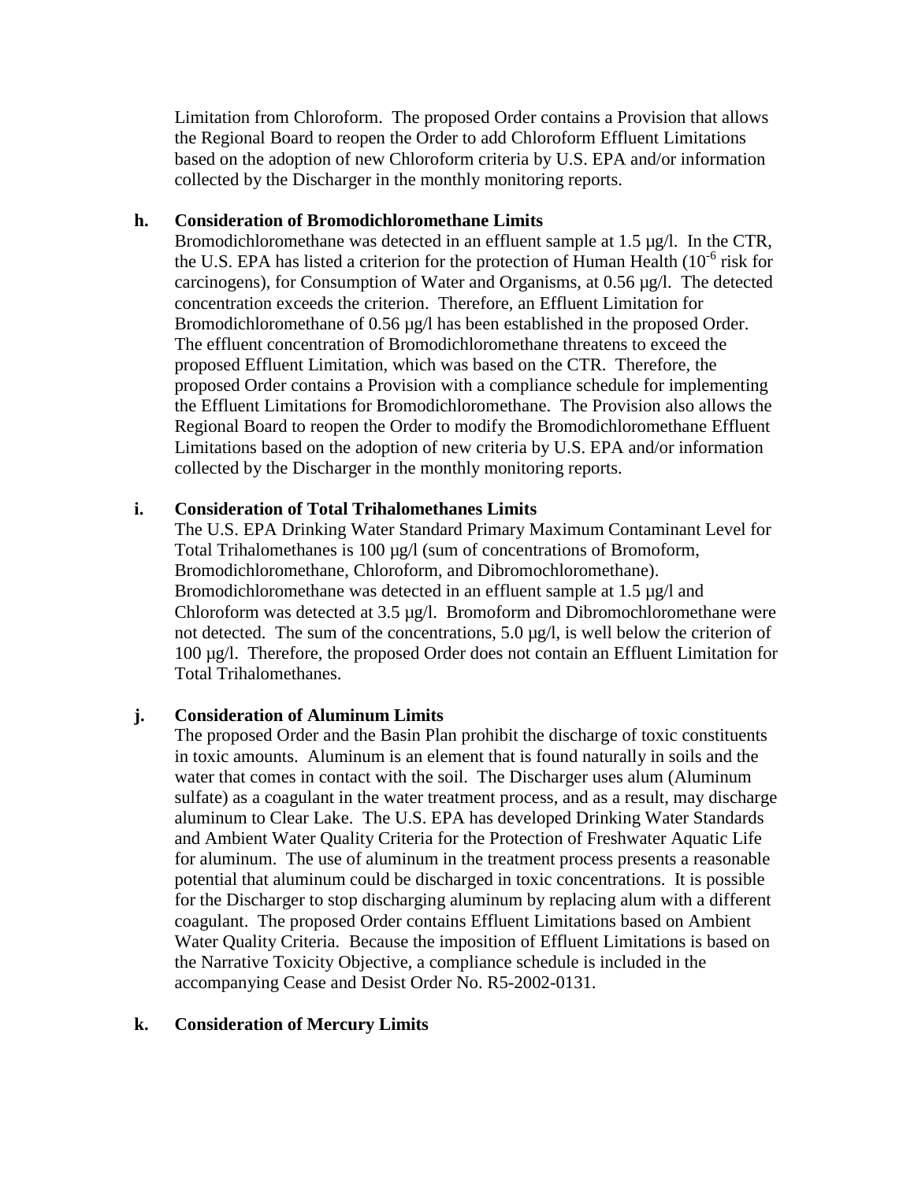Limitation from Chloroform. The proposed Order contains a Provision that allows the Regional Board to reopen the Order to add Chloroform Effluent Limitations based on the adoption of new Chloroform criteria by U.S. EPA and/or information collected by the Discharger in the monthly monitoring reports.

**h. Consideration of Bromodichloromethane Limits**

Bromodichloromethane was detected in an effluent sample at 1.5 µg/l. In the CTR, the U.S. EPA has listed a criterion for the protection of Human Health ($10^{-6}$ risk for carcinogens), for Consumption of Water and Organisms, at 0.56 µg/l. The detected concentration exceeds the criterion. Therefore, an Effluent Limitation for Bromodichloromethane of 0.56 µg/l has been established in the proposed Order. The effluent concentration of Bromodichloromethane threatens to exceed the proposed Effluent Limitation, which was based on the CTR. Therefore, the proposed Order contains a Provision with a compliance schedule for implementing the Effluent Limitations for Bromodichloromethane. The Provision also allows the Regional Board to reopen the Order to modify the Bromodichloromethane Effluent Limitations based on the adoption of new criteria by U.S. EPA and/or information collected by the Discharger in the monthly monitoring reports.

**i. Consideration of Total Trihalomethanes Limits**

The U.S. EPA Drinking Water Standard Primary Maximum Contaminant Level for Total Trihalomethanes is 100 µg/l (sum of concentrations of Bromoform, Bromodichloromethane, Chloroform, and Dibromochloromethane). Bromodichloromethane was detected in an effluent sample at 1.5 µg/l and Chloroform was detected at 3.5 µg/l. Bromoform and Dibromochloromethane were not detected. The sum of the concentrations, 5.0 µg/l, is well below the criterion of 100 µg/l. Therefore, the proposed Order does not contain an Effluent Limitation for Total Trihalomethanes.

**j. Consideration of Aluminum Limits**

The proposed Order and the Basin Plan prohibit the discharge of toxic constituents in toxic amounts. Aluminum is an element that is found naturally in soils and the water that comes in contact with the soil. The Discharger uses alum (Aluminum sulfate) as a coagulant in the water treatment process, and as a result, may discharge aluminum to Clear Lake. The U.S. EPA has developed Drinking Water Standards and Ambient Water Quality Criteria for the Protection of Freshwater Aquatic Life for aluminum. The use of aluminum in the treatment process presents a reasonable potential that aluminum could be discharged in toxic concentrations. It is possible for the Discharger to stop discharging aluminum by replacing alum with a different coagulant. The proposed Order contains Effluent Limitations based on Ambient Water Quality Criteria. Because the imposition of Effluent Limitations is based on the Narrative Toxicity Objective, a compliance schedule is included in the accompanying Cease and Desist Order No. R5-2002-0131.

**k. Consideration of Mercury Limits**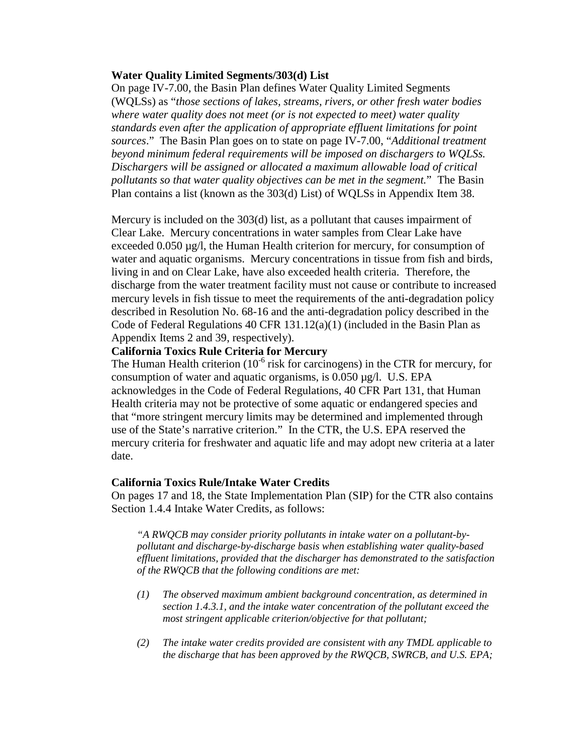**Water Quality Limited Segments/303(d) List**

On page IV-7.00, the Basin Plan defines Water Quality Limited Segments (WQLSs) as "*those sections of lakes, streams, rivers, or other fresh water bodies where water quality does not meet (or is not expected to meet) water quality standards even after the application of appropriate effluent limitations for point sources*." The Basin Plan goes on to state on page IV-7.00, "*Additional treatment beyond minimum federal requirements will be imposed on dischargers to WQLSs. Dischargers will be assigned or allocated a maximum allowable load of critical pollutants so that water quality objectives can be met in the segment.*" The Basin Plan contains a list (known as the 303(d) List) of WQLSs in Appendix Item 38.

Mercury is included on the 303(d) list, as a pollutant that causes impairment of Clear Lake. Mercury concentrations in water samples from Clear Lake have exceeded 0.050 µg/l, the Human Health criterion for mercury, for consumption of water and aquatic organisms. Mercury concentrations in tissue from fish and birds, living in and on Clear Lake, have also exceeded health criteria. Therefore, the discharge from the water treatment facility must not cause or contribute to increased mercury levels in fish tissue to meet the requirements of the anti-degradation policy described in Resolution No. 68-16 and the anti-degradation policy described in the Code of Federal Regulations 40 CFR 131.12(a)(1) (included in the Basin Plan as Appendix Items 2 and 39, respectively).

**California Toxics Rule Criteria for Mercury**

The Human Health criterion ($10^{-6}$ risk for carcinogens) in the CTR for mercury, for consumption of water and aquatic organisms, is 0.050 µg/l. U.S. EPA acknowledges in the Code of Federal Regulations, 40 CFR Part 131, that Human Health criteria may not be protective of some aquatic or endangered species and that "more stringent mercury limits may be determined and implemented through use of the State's narrative criterion." In the CTR, the U.S. EPA reserved the mercury criteria for freshwater and aquatic life and may adopt new criteria at a later date.

**California Toxics Rule/Intake Water Credits**

On pages 17 and 18, the State Implementation Plan (SIP) for the CTR also contains Section 1.4.4 Intake Water Credits, as follows:

> *"A RWQCB may consider priority pollutants in intake water on a pollutant-by-pollutant and discharge-by-discharge basis when establishing water quality-based effluent limitations, provided that the discharger has demonstrated to the satisfaction of the RWQCB that the following conditions are met:*
>
> *(1) The observed maximum ambient background concentration, as determined in section 1.4.3.1, and the intake water concentration of the pollutant exceed the most stringent applicable criterion/objective for that pollutant;*
>
> *(2) The intake water credits provided are consistent with any TMDL applicable to the discharge that has been approved by the RWQCB, SWRCB, and U.S. EPA;*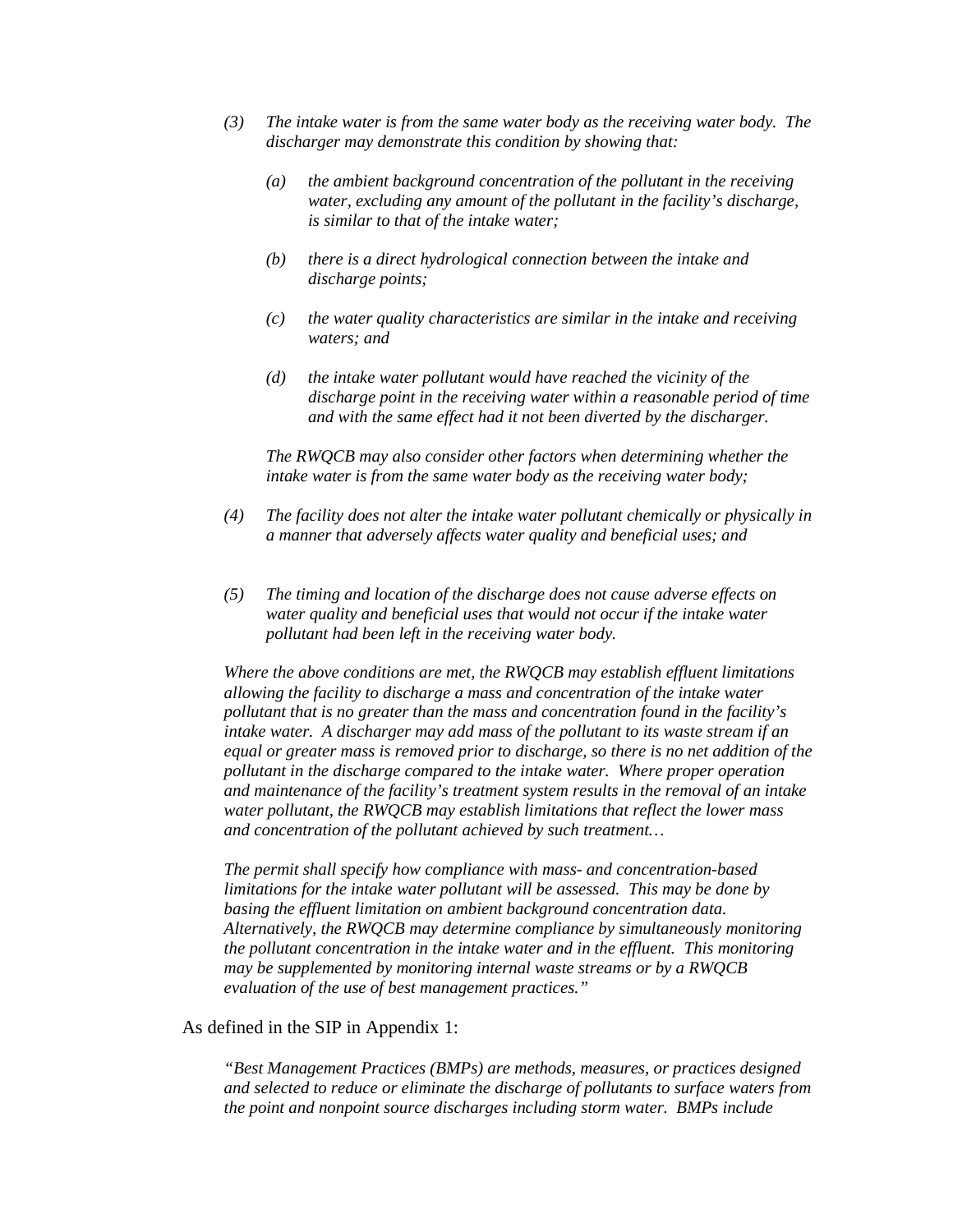*(3) The intake water is from the same water body as the receiving water body. The discharger may demonstrate this condition by showing that:*

*(a) the ambient background concentration of the pollutant in the receiving water, excluding any amount of the pollutant in the facility's discharge, is similar to that of the intake water;*

*(b) there is a direct hydrological connection between the intake and discharge points;*

*(c) the water quality characteristics are similar in the intake and receiving waters; and*

*(d) the intake water pollutant would have reached the vicinity of the discharge point in the receiving water within a reasonable period of time and with the same effect had it not been diverted by the discharger.*

*The RWQCB may also consider other factors when determining whether the intake water is from the same water body as the receiving water body;*

*(4) The facility does not alter the intake water pollutant chemically or physically in a manner that adversely affects water quality and beneficial uses; and*

*(5) The timing and location of the discharge does not cause adverse effects on water quality and beneficial uses that would not occur if the intake water pollutant had been left in the receiving water body.*

*Where the above conditions are met, the RWQCB may establish effluent limitations allowing the facility to discharge a mass and concentration of the intake water pollutant that is no greater than the mass and concentration found in the facility's intake water. A discharger may add mass of the pollutant to its waste stream if an equal or greater mass is removed prior to discharge, so there is no net addition of the pollutant in the discharge compared to the intake water. Where proper operation and maintenance of the facility's treatment system results in the removal of an intake water pollutant, the RWQCB may establish limitations that reflect the lower mass and concentration of the pollutant achieved by such treatment…*

*The permit shall specify how compliance with mass- and concentration-based limitations for the intake water pollutant will be assessed. This may be done by basing the effluent limitation on ambient background concentration data. Alternatively, the RWQCB may determine compliance by simultaneously monitoring the pollutant concentration in the intake water and in the effluent. This monitoring may be supplemented by monitoring internal waste streams or by a RWQCB evaluation of the use of best management practices."*

As defined in the SIP in Appendix 1:

*"Best Management Practices (BMPs) are methods, measures, or practices designed and selected to reduce or eliminate the discharge of pollutants to surface waters from the point and nonpoint source discharges including storm water. BMPs include*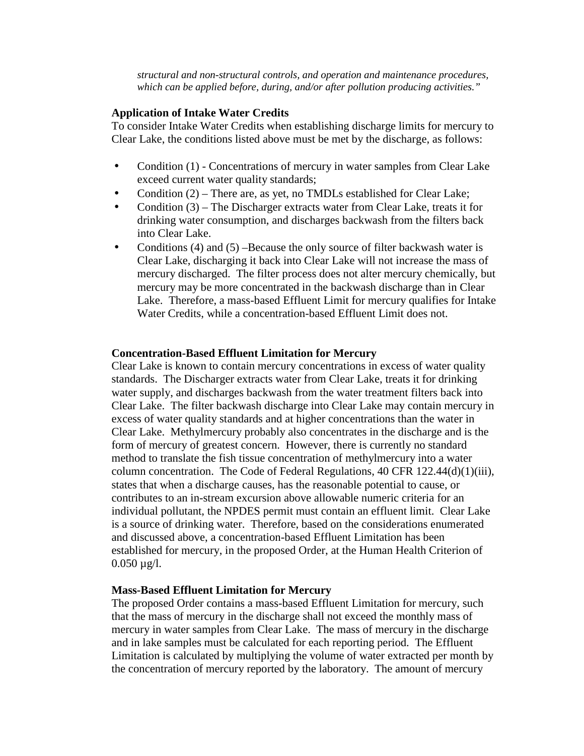*structural and non-structural controls, and operation and maintenance procedures, which can be applied before, during, and/or after pollution producing activities."*

**Application of Intake Water Credits**

To consider Intake Water Credits when establishing discharge limits for mercury to Clear Lake, the conditions listed above must be met by the discharge, as follows:

- Condition (1) - Concentrations of mercury in water samples from Clear Lake exceed current water quality standards;
- Condition (2) – There are, as yet, no TMDLs established for Clear Lake;
- Condition (3) – The Discharger extracts water from Clear Lake, treats it for drinking water consumption, and discharges backwash from the filters back into Clear Lake.
- Conditions (4) and (5) –Because the only source of filter backwash water is Clear Lake, discharging it back into Clear Lake will not increase the mass of mercury discharged. The filter process does not alter mercury chemically, but mercury may be more concentrated in the backwash discharge than in Clear Lake. Therefore, a mass-based Effluent Limit for mercury qualifies for Intake Water Credits, while a concentration-based Effluent Limit does not.

**Concentration-Based Effluent Limitation for Mercury**

Clear Lake is known to contain mercury concentrations in excess of water quality standards. The Discharger extracts water from Clear Lake, treats it for drinking water supply, and discharges backwash from the water treatment filters back into Clear Lake. The filter backwash discharge into Clear Lake may contain mercury in excess of water quality standards and at higher concentrations than the water in Clear Lake. Methylmercury probably also concentrates in the discharge and is the form of mercury of greatest concern. However, there is currently no standard method to translate the fish tissue concentration of methylmercury into a water column concentration. The Code of Federal Regulations, 40 CFR 122.44(d)(1)(iii), states that when a discharge causes, has the reasonable potential to cause, or contributes to an in-stream excursion above allowable numeric criteria for an individual pollutant, the NPDES permit must contain an effluent limit. Clear Lake is a source of drinking water. Therefore, based on the considerations enumerated and discussed above, a concentration-based Effluent Limitation has been established for mercury, in the proposed Order, at the Human Health Criterion of 0.050 µg/l.

**Mass-Based Effluent Limitation for Mercury**

The proposed Order contains a mass-based Effluent Limitation for mercury, such that the mass of mercury in the discharge shall not exceed the monthly mass of mercury in water samples from Clear Lake. The mass of mercury in the discharge and in lake samples must be calculated for each reporting period. The Effluent Limitation is calculated by multiplying the volume of water extracted per month by the concentration of mercury reported by the laboratory. The amount of mercury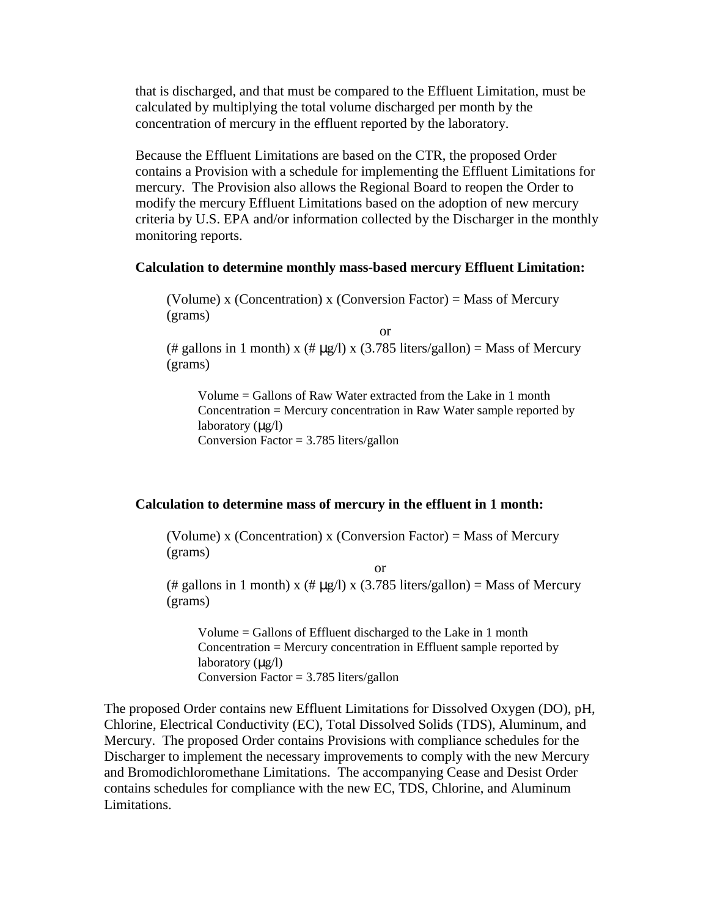that is discharged, and that must be compared to the Effluent Limitation, must be calculated by multiplying the total volume discharged per month by the concentration of mercury in the effluent reported by the laboratory.

Because the Effluent Limitations are based on the CTR, the proposed Order contains a Provision with a schedule for implementing the Effluent Limitations for mercury. The Provision also allows the Regional Board to reopen the Order to modify the mercury Effluent Limitations based on the adoption of new mercury criteria by U.S. EPA and/or information collected by the Discharger in the monthly monitoring reports.

**Calculation to determine monthly mass-based mercury Effluent Limitation:**

(Volume) x (Concentration) x (Conversion Factor) = Mass of Mercury (grams)

or

(# gallons in 1 month) x (# μg/l) x (3.785 liters/gallon) = Mass of Mercury (grams)

Volume = Gallons of Raw Water extracted from the Lake in 1 month
Concentration = Mercury concentration in Raw Water sample reported by laboratory (μg/l)
Conversion Factor = 3.785 liters/gallon

**Calculation to determine mass of mercury in the effluent in 1 month:**

(Volume) x (Concentration) x (Conversion Factor) = Mass of Mercury (grams)

or

(# gallons in 1 month) x (# μg/l) x (3.785 liters/gallon) = Mass of Mercury (grams)

Volume = Gallons of Effluent discharged to the Lake in 1 month
Concentration = Mercury concentration in Effluent sample reported by laboratory (μg/l)
Conversion Factor = 3.785 liters/gallon

The proposed Order contains new Effluent Limitations for Dissolved Oxygen (DO), pH, Chlorine, Electrical Conductivity (EC), Total Dissolved Solids (TDS), Aluminum, and Mercury. The proposed Order contains Provisions with compliance schedules for the Discharger to implement the necessary improvements to comply with the new Mercury and Bromodichloromethane Limitations. The accompanying Cease and Desist Order contains schedules for compliance with the new EC, TDS, Chlorine, and Aluminum Limitations.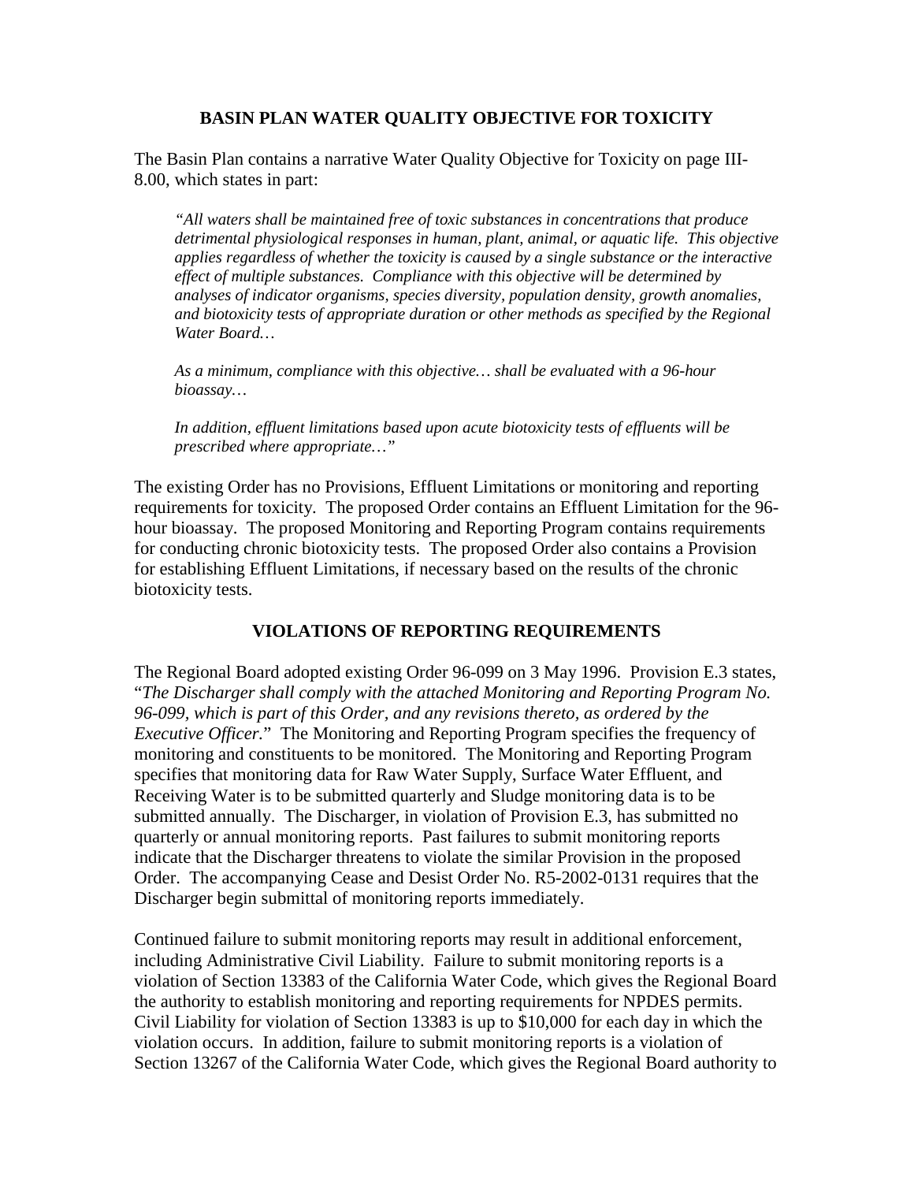## BASIN PLAN WATER QUALITY OBJECTIVE FOR TOXICITY

The Basin Plan contains a narrative Water Quality Objective for Toxicity on page III-8.00, which states in part:

> *"All waters shall be maintained free of toxic substances in concentrations that produce detrimental physiological responses in human, plant, animal, or aquatic life. This objective applies regardless of whether the toxicity is caused by a single substance or the interactive effect of multiple substances. Compliance with this objective will be determined by analyses of indicator organisms, species diversity, population density, growth anomalies, and biotoxicity tests of appropriate duration or other methods as specified by the Regional Water Board…*
>
> *As a minimum, compliance with this objective… shall be evaluated with a 96-hour bioassay…*
>
> *In addition, effluent limitations based upon acute biotoxicity tests of effluents will be prescribed where appropriate…"*

The existing Order has no Provisions, Effluent Limitations or monitoring and reporting requirements for toxicity. The proposed Order contains an Effluent Limitation for the 96-hour bioassay. The proposed Monitoring and Reporting Program contains requirements for conducting chronic biotoxicity tests. The proposed Order also contains a Provision for establishing Effluent Limitations, if necessary based on the results of the chronic biotoxicity tests.

## VIOLATIONS OF REPORTING REQUIREMENTS

The Regional Board adopted existing Order 96-099 on 3 May 1996. Provision E.3 states, "*The Discharger shall comply with the attached Monitoring and Reporting Program No. 96-099, which is part of this Order, and any revisions thereto, as ordered by the Executive Officer.*" The Monitoring and Reporting Program specifies the frequency of monitoring and constituents to be monitored. The Monitoring and Reporting Program specifies that monitoring data for Raw Water Supply, Surface Water Effluent, and Receiving Water is to be submitted quarterly and Sludge monitoring data is to be submitted annually. The Discharger, in violation of Provision E.3, has submitted no quarterly or annual monitoring reports. Past failures to submit monitoring reports indicate that the Discharger threatens to violate the similar Provision in the proposed Order. The accompanying Cease and Desist Order No. R5-2002-0131 requires that the Discharger begin submittal of monitoring reports immediately.

Continued failure to submit monitoring reports may result in additional enforcement, including Administrative Civil Liability. Failure to submit monitoring reports is a violation of Section 13383 of the California Water Code, which gives the Regional Board the authority to establish monitoring and reporting requirements for NPDES permits. Civil Liability for violation of Section 13383 is up to $10,000 for each day in which the violation occurs. In addition, failure to submit monitoring reports is a violation of Section 13267 of the California Water Code, which gives the Regional Board authority to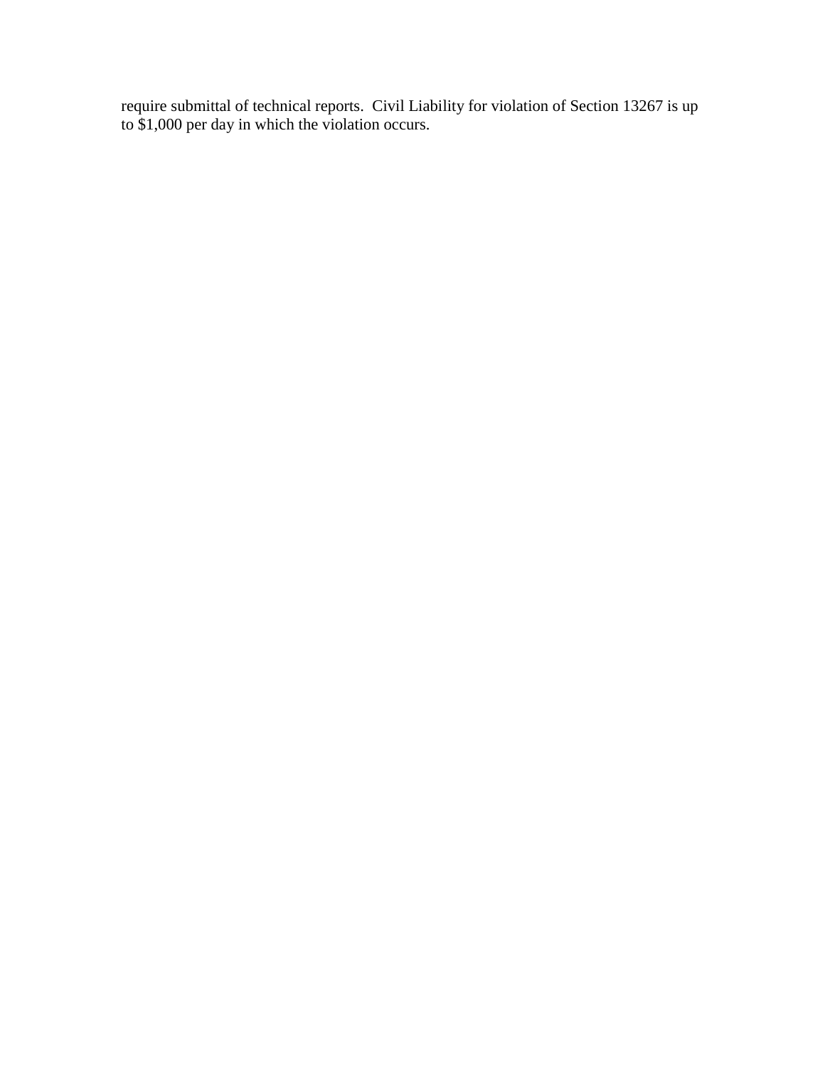require submittal of technical reports.  Civil Liability for violation of Section 13267 is up to $1,000 per day in which the violation occurs.